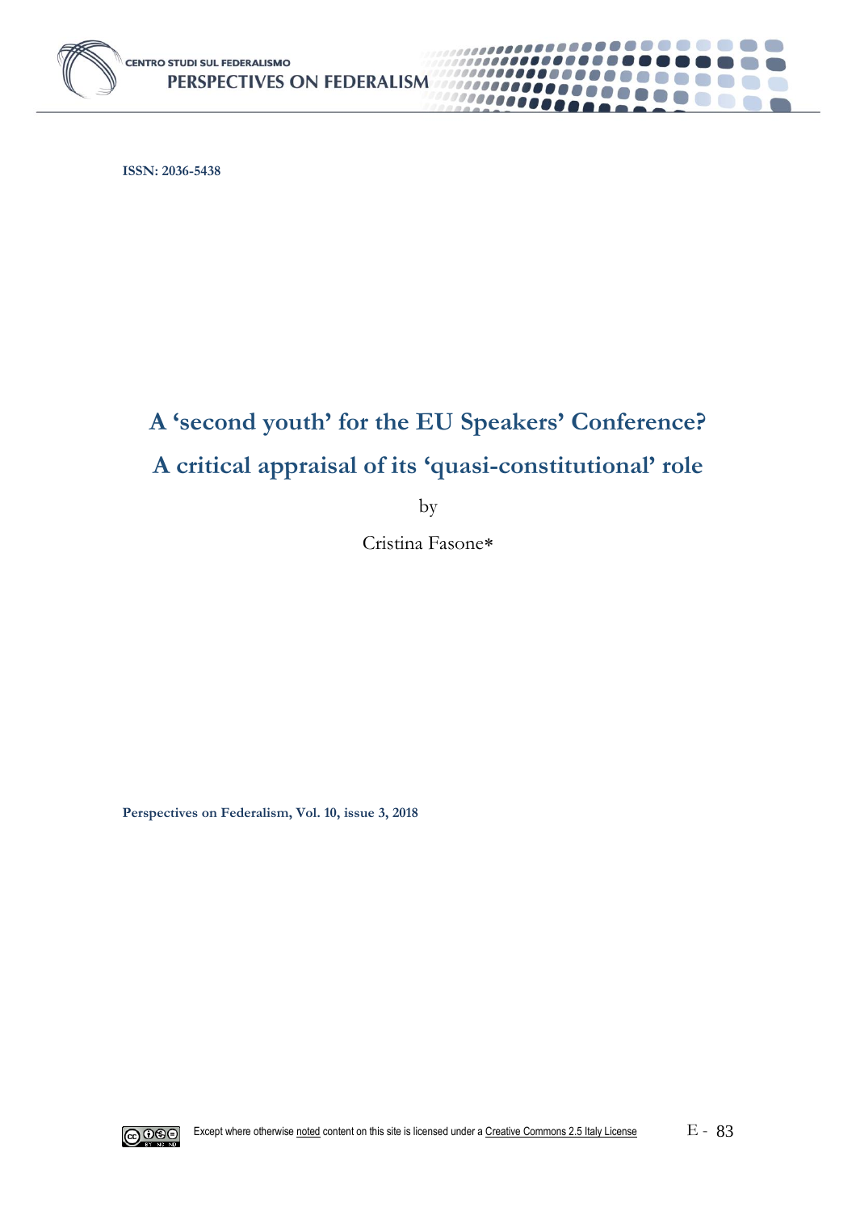ISSN: 2036-5438

# A 'second youth' for the EU Speakers' Conference?

# A critical appraisal of its 'quasi-constitutional' role

by

Cristina Fasone*

Perspectives on Federalism, Vol. 10, issue 3, 2018

Except where otherwise noted content on this site is licensed under a Creative Commons 2.5 Italy License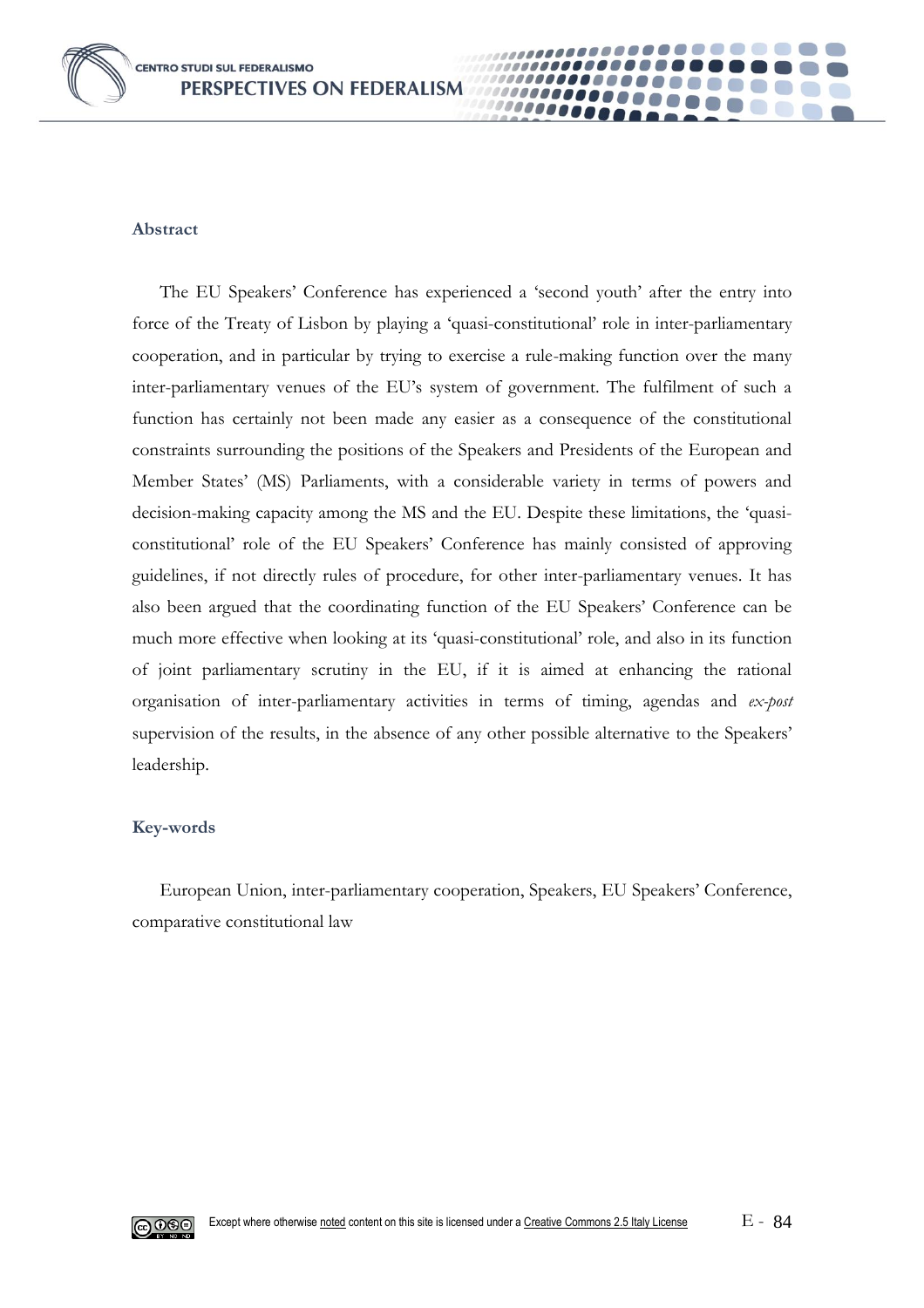### Abstract

The EU Speakers' Conference has experienced a 'second youth' after the entry into force of the Treaty of Lisbon by playing a 'quasi-constitutional' role in inter-parliamentary cooperation, and in particular by trying to exercise a rule-making function over the many inter-parliamentary venues of the EU's system of government. The fulfilment of such a function has certainly not been made any easier as a consequence of the constitutional constraints surrounding the positions of the Speakers and Presidents of the European and Member States' (MS) Parliaments, with a considerable variety in terms of powers and decision-making capacity among the MS and the EU. Despite these limitations, the 'quasi-constitutional' role of the EU Speakers' Conference has mainly consisted of approving guidelines, if not directly rules of procedure, for other inter-parliamentary venues. It has also been argued that the coordinating function of the EU Speakers' Conference can be much more effective when looking at its 'quasi-constitutional' role, and also in its function of joint parliamentary scrutiny in the EU, if it is aimed at enhancing the rational organisation of inter-parliamentary activities in terms of timing, agendas and *ex-post* supervision of the results, in the absence of any other possible alternative to the Speakers' leadership.

### Key-words

European Union, inter-parliamentary cooperation, Speakers, EU Speakers' Conference, comparative constitutional law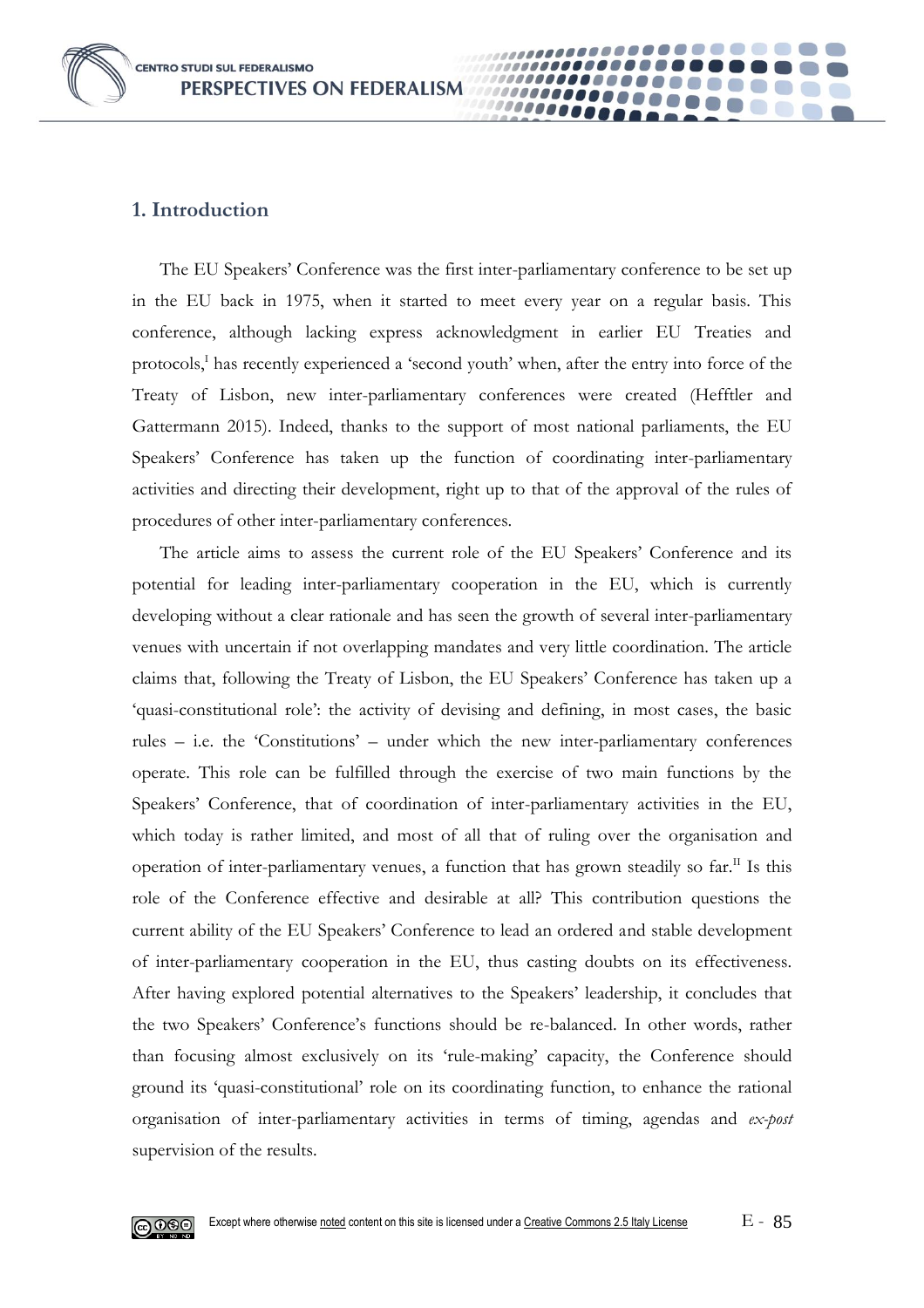## 1. Introduction

The EU Speakers' Conference was the first inter-parliamentary conference to be set up in the EU back in 1975, when it started to meet every year on a regular basis. This conference, although lacking express acknowledgment in earlier EU Treaties and protocols,[I] has recently experienced a 'second youth' when, after the entry into force of the Treaty of Lisbon, new inter-parliamentary conferences were created (Hefftler and Gattermann 2015). Indeed, thanks to the support of most national parliaments, the EU Speakers' Conference has taken up the function of coordinating inter-parliamentary activities and directing their development, right up to that of the approval of the rules of procedures of other inter-parliamentary conferences.

The article aims to assess the current role of the EU Speakers' Conference and its potential for leading inter-parliamentary cooperation in the EU, which is currently developing without a clear rationale and has seen the growth of several inter-parliamentary venues with uncertain if not overlapping mandates and very little coordination. The article claims that, following the Treaty of Lisbon, the EU Speakers' Conference has taken up a 'quasi-constitutional role': the activity of devising and defining, in most cases, the basic rules – i.e. the 'Constitutions' – under which the new inter-parliamentary conferences operate. This role can be fulfilled through the exercise of two main functions by the Speakers' Conference, that of coordination of inter-parliamentary activities in the EU, which today is rather limited, and most of all that of ruling over the organisation and operation of inter-parliamentary venues, a function that has grown steadily so far.[II] Is this role of the Conference effective and desirable at all? This contribution questions the current ability of the EU Speakers' Conference to lead an ordered and stable development of inter-parliamentary cooperation in the EU, thus casting doubts on its effectiveness. After having explored potential alternatives to the Speakers' leadership, it concludes that the two Speakers' Conference's functions should be re-balanced. In other words, rather than focusing almost exclusively on its 'rule-making' capacity, the Conference should ground its 'quasi-constitutional' role on its coordinating function, to enhance the rational organisation of inter-parliamentary activities in terms of timing, agendas and *ex-post* supervision of the results.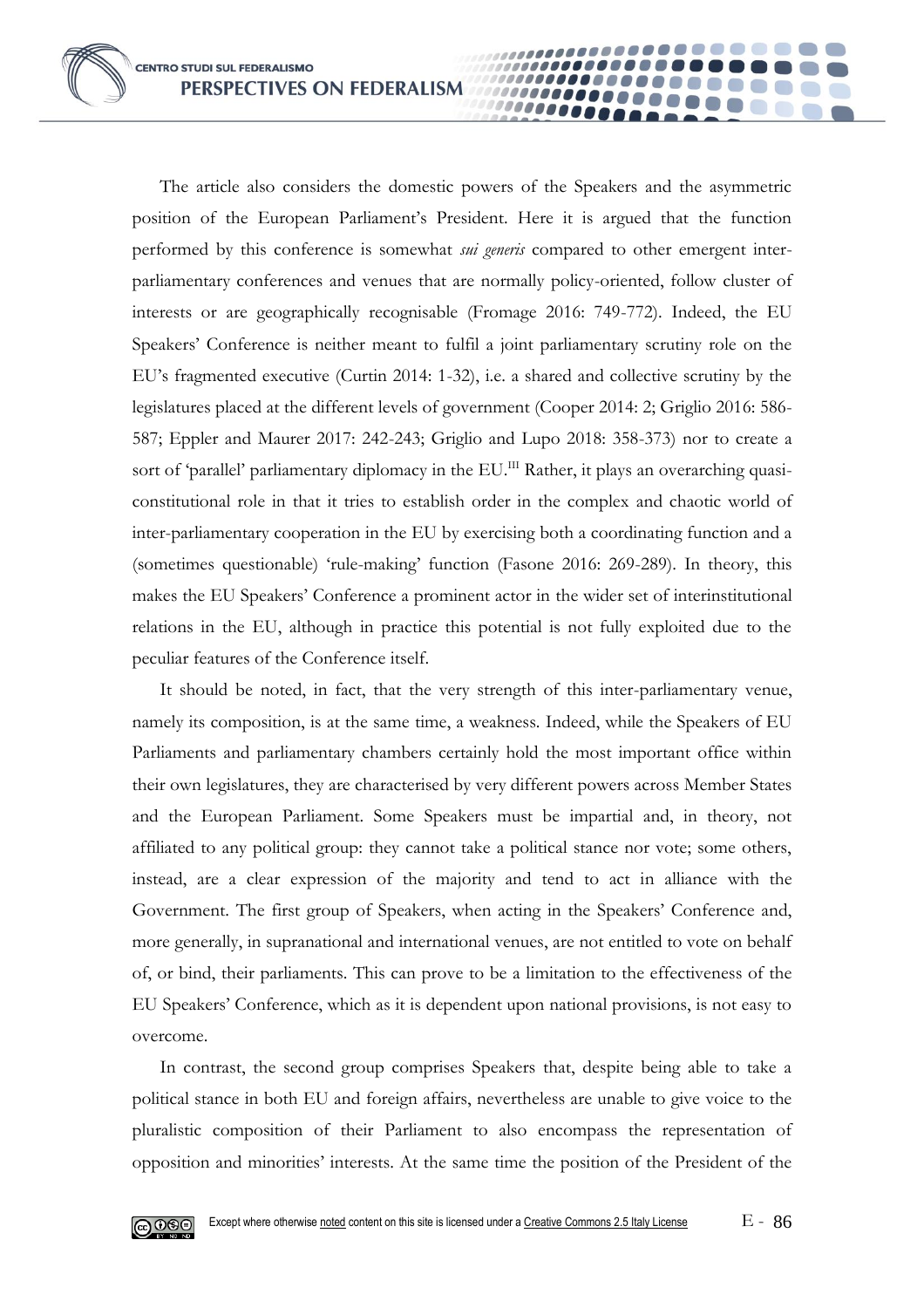The article also considers the domestic powers of the Speakers and the asymmetric position of the European Parliament's President. Here it is argued that the function performed by this conference is somewhat *sui generis* compared to other emergent inter-parliamentary conferences and venues that are normally policy-oriented, follow cluster of interests or are geographically recognisable (Fromage 2016: 749-772). Indeed, the EU Speakers' Conference is neither meant to fulfil a joint parliamentary scrutiny role on the EU's fragmented executive (Curtin 2014: 1-32), i.e. a shared and collective scrutiny by the legislatures placed at the different levels of government (Cooper 2014: 2; Griglio 2016: 586-587; Eppler and Maurer 2017: 242-243; Griglio and Lupo 2018: 358-373) nor to create a sort of 'parallel' parliamentary diplomacy in the EU.[III] Rather, it plays an overarching quasi-constitutional role in that it tries to establish order in the complex and chaotic world of inter-parliamentary cooperation in the EU by exercising both a coordinating function and a (sometimes questionable) 'rule-making' function (Fasone 2016: 269-289). In theory, this makes the EU Speakers' Conference a prominent actor in the wider set of interinstitutional relations in the EU, although in practice this potential is not fully exploited due to the peculiar features of the Conference itself.

It should be noted, in fact, that the very strength of this inter-parliamentary venue, namely its composition, is at the same time, a weakness. Indeed, while the Speakers of EU Parliaments and parliamentary chambers certainly hold the most important office within their own legislatures, they are characterised by very different powers across Member States and the European Parliament. Some Speakers must be impartial and, in theory, not affiliated to any political group: they cannot take a political stance nor vote; some others, instead, are a clear expression of the majority and tend to act in alliance with the Government. The first group of Speakers, when acting in the Speakers' Conference and, more generally, in supranational and international venues, are not entitled to vote on behalf of, or bind, their parliaments. This can prove to be a limitation to the effectiveness of the EU Speakers' Conference, which as it is dependent upon national provisions, is not easy to overcome.

In contrast, the second group comprises Speakers that, despite being able to take a political stance in both EU and foreign affairs, nevertheless are unable to give voice to the pluralistic composition of their Parliament to also encompass the representation of opposition and minorities' interests. At the same time the position of the President of the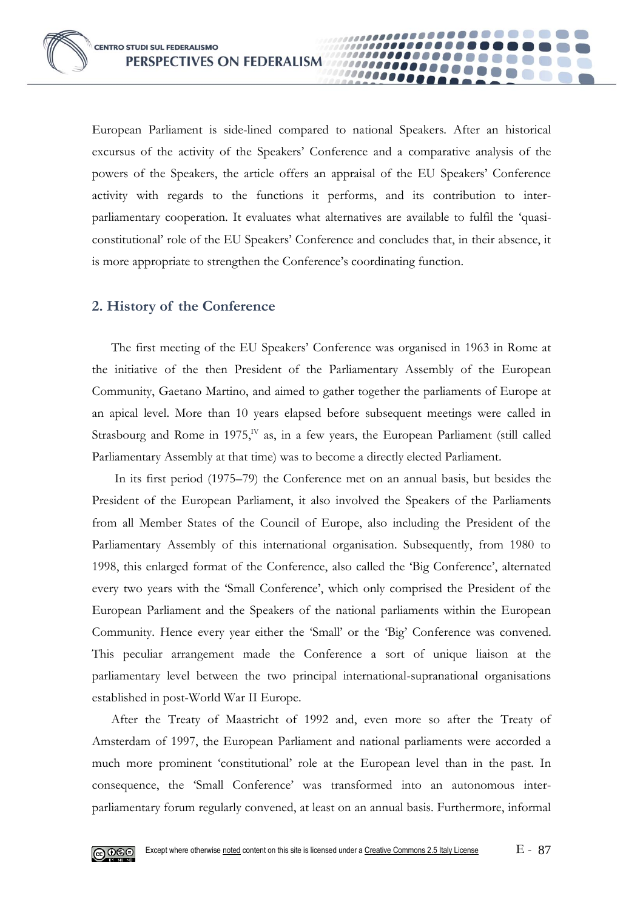European Parliament is side-lined compared to national Speakers. After an historical excursus of the activity of the Speakers' Conference and a comparative analysis of the powers of the Speakers, the article offers an appraisal of the EU Speakers' Conference activity with regards to the functions it performs, and its contribution to inter-parliamentary cooperation. It evaluates what alternatives are available to fulfil the 'quasi-constitutional' role of the EU Speakers' Conference and concludes that, in their absence, it is more appropriate to strengthen the Conference's coordinating function.

## 2. History of the Conference

The first meeting of the EU Speakers' Conference was organised in 1963 in Rome at the initiative of the then President of the Parliamentary Assembly of the European Community, Gaetano Martino, and aimed to gather together the parliaments of Europe at an apical level. More than 10 years elapsed before subsequent meetings were called in Strasbourg and Rome in 1975,[IV] as, in a few years, the European Parliament (still called Parliamentary Assembly at that time) was to become a directly elected Parliament.

In its first period (1975–79) the Conference met on an annual basis, but besides the President of the European Parliament, it also involved the Speakers of the Parliaments from all Member States of the Council of Europe, also including the President of the Parliamentary Assembly of this international organisation. Subsequently, from 1980 to 1998, this enlarged format of the Conference, also called the 'Big Conference', alternated every two years with the 'Small Conference', which only comprised the President of the European Parliament and the Speakers of the national parliaments within the European Community. Hence every year either the 'Small' or the 'Big' Conference was convened. This peculiar arrangement made the Conference a sort of unique liaison at the parliamentary level between the two principal international-supranational organisations established in post-World War II Europe.

After the Treaty of Maastricht of 1992 and, even more so after the Treaty of Amsterdam of 1997, the European Parliament and national parliaments were accorded a much more prominent 'constitutional' role at the European level than in the past. In consequence, the 'Small Conference' was transformed into an autonomous inter-parliamentary forum regularly convened, at least on an annual basis. Furthermore, informal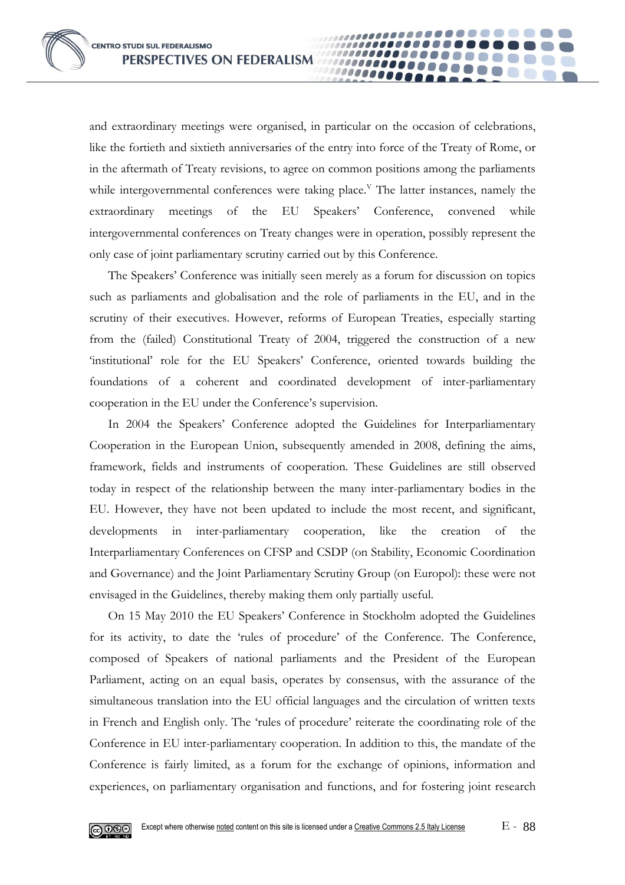and extraordinary meetings were organised, in particular on the occasion of celebrations, like the fortieth and sixtieth anniversaries of the entry into force of the Treaty of Rome, or in the aftermath of Treaty revisions, to agree on common positions among the parliaments while intergovernmental conferences were taking place.[V] The latter instances, namely the extraordinary meetings of the EU Speakers' Conference, convened while intergovernmental conferences on Treaty changes were in operation, possibly represent the only case of joint parliamentary scrutiny carried out by this Conference.

The Speakers' Conference was initially seen merely as a forum for discussion on topics such as parliaments and globalisation and the role of parliaments in the EU, and in the scrutiny of their executives. However, reforms of European Treaties, especially starting from the (failed) Constitutional Treaty of 2004, triggered the construction of a new 'institutional' role for the EU Speakers' Conference, oriented towards building the foundations of a coherent and coordinated development of inter-parliamentary cooperation in the EU under the Conference's supervision.

In 2004 the Speakers' Conference adopted the Guidelines for Interparliamentary Cooperation in the European Union, subsequently amended in 2008, defining the aims, framework, fields and instruments of cooperation. These Guidelines are still observed today in respect of the relationship between the many inter-parliamentary bodies in the EU. However, they have not been updated to include the most recent, and significant, developments in inter-parliamentary cooperation, like the creation of the Interparliamentary Conferences on CFSP and CSDP (on Stability, Economic Coordination and Governance) and the Joint Parliamentary Scrutiny Group (on Europol): these were not envisaged in the Guidelines, thereby making them only partially useful.

On 15 May 2010 the EU Speakers' Conference in Stockholm adopted the Guidelines for its activity, to date the 'rules of procedure' of the Conference. The Conference, composed of Speakers of national parliaments and the President of the European Parliament, acting on an equal basis, operates by consensus, with the assurance of the simultaneous translation into the EU official languages and the circulation of written texts in French and English only. The 'rules of procedure' reiterate the coordinating role of the Conference in EU inter-parliamentary cooperation. In addition to this, the mandate of the Conference is fairly limited, as a forum for the exchange of opinions, information and experiences, on parliamentary organisation and functions, and for fostering joint research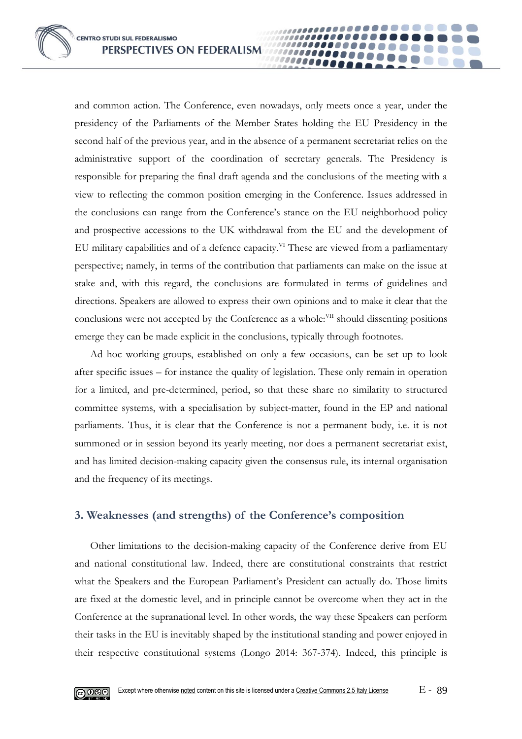and common action. The Conference, even nowadays, only meets once a year, under the presidency of the Parliaments of the Member States holding the EU Presidency in the second half of the previous year, and in the absence of a permanent secretariat relies on the administrative support of the coordination of secretary generals. The Presidency is responsible for preparing the final draft agenda and the conclusions of the meeting with a view to reflecting the common position emerging in the Conference. Issues addressed in the conclusions can range from the Conference's stance on the EU neighborhood policy and prospective accessions to the UK withdrawal from the EU and the development of EU military capabilities and of a defence capacity.[VI] These are viewed from a parliamentary perspective; namely, in terms of the contribution that parliaments can make on the issue at stake and, with this regard, the conclusions are formulated in terms of guidelines and directions. Speakers are allowed to express their own opinions and to make it clear that the conclusions were not accepted by the Conference as a whole:[VII] should dissenting positions emerge they can be made explicit in the conclusions, typically through footnotes.

Ad hoc working groups, established on only a few occasions, can be set up to look after specific issues – for instance the quality of legislation. These only remain in operation for a limited, and pre-determined, period, so that these share no similarity to structured committee systems, with a specialisation by subject-matter, found in the EP and national parliaments. Thus, it is clear that the Conference is not a permanent body, i.e. it is not summoned or in session beyond its yearly meeting, nor does a permanent secretariat exist, and has limited decision-making capacity given the consensus rule, its internal organisation and the frequency of its meetings.

## 3. Weaknesses (and strengths) of the Conference's composition

Other limitations to the decision-making capacity of the Conference derive from EU and national constitutional law. Indeed, there are constitutional constraints that restrict what the Speakers and the European Parliament's President can actually do. Those limits are fixed at the domestic level, and in principle cannot be overcome when they act in the Conference at the supranational level. In other words, the way these Speakers can perform their tasks in the EU is inevitably shaped by the institutional standing and power enjoyed in their respective constitutional systems (Longo 2014: 367-374). Indeed, this principle is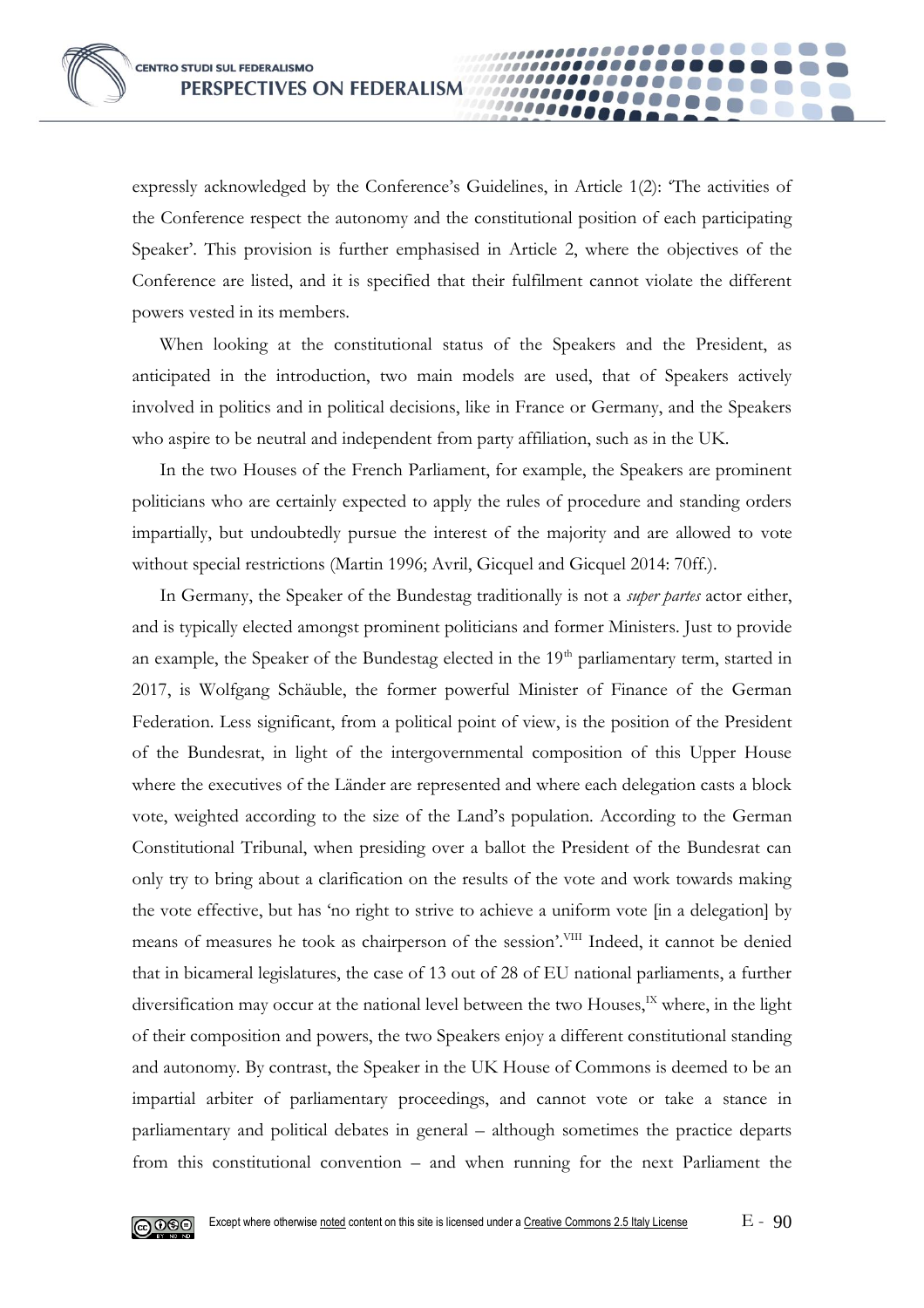expressly acknowledged by the Conference's Guidelines, in Article 1(2): 'The activities of the Conference respect the autonomy and the constitutional position of each participating Speaker'. This provision is further emphasised in Article 2, where the objectives of the Conference are listed, and it is specified that their fulfilment cannot violate the different powers vested in its members.

When looking at the constitutional status of the Speakers and the President, as anticipated in the introduction, two main models are used, that of Speakers actively involved in politics and in political decisions, like in France or Germany, and the Speakers who aspire to be neutral and independent from party affiliation, such as in the UK.

In the two Houses of the French Parliament, for example, the Speakers are prominent politicians who are certainly expected to apply the rules of procedure and standing orders impartially, but undoubtedly pursue the interest of the majority and are allowed to vote without special restrictions (Martin 1996; Avril, Gicquel and Gicquel 2014: 70ff.).

In Germany, the Speaker of the Bundestag traditionally is not a *super partes* actor either, and is typically elected amongst prominent politicians and former Ministers. Just to provide an example, the Speaker of the Bundestag elected in the 19th parliamentary term, started in 2017, is Wolfgang Schäuble, the former powerful Minister of Finance of the German Federation. Less significant, from a political point of view, is the position of the President of the Bundesrat, in light of the intergovernmental composition of this Upper House where the executives of the Länder are represented and where each delegation casts a block vote, weighted according to the size of the Land's population. According to the German Constitutional Tribunal, when presiding over a ballot the President of the Bundesrat can only try to bring about a clarification on the results of the vote and work towards making the vote effective, but has 'no right to strive to achieve a uniform vote [in a delegation] by means of measures he took as chairperson of the session'.[VIII] Indeed, it cannot be denied that in bicameral legislatures, the case of 13 out of 28 of EU national parliaments, a further diversification may occur at the national level between the two Houses,[IX] where, in the light of their composition and powers, the two Speakers enjoy a different constitutional standing and autonomy. By contrast, the Speaker in the UK House of Commons is deemed to be an impartial arbiter of parliamentary proceedings, and cannot vote or take a stance in parliamentary and political debates in general – although sometimes the practice departs from this constitutional convention – and when running for the next Parliament the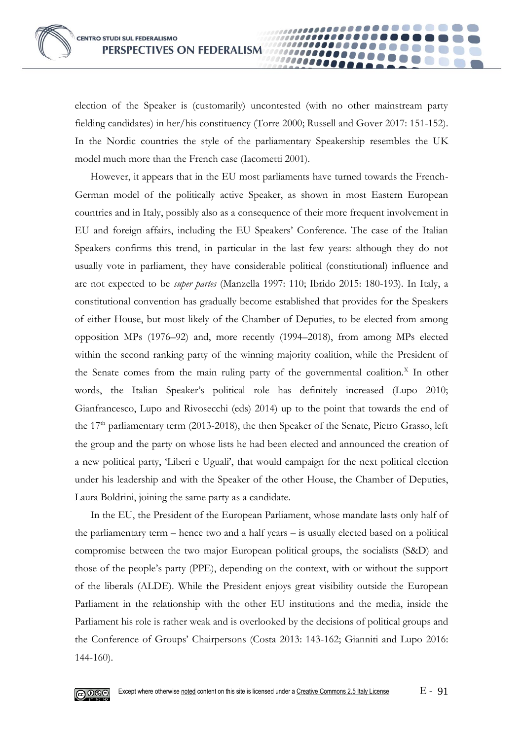election of the Speaker is (customarily) uncontested (with no other mainstream party fielding candidates) in her/his constituency (Torre 2000; Russell and Gover 2017: 151-152). In the Nordic countries the style of the parliamentary Speakership resembles the UK model much more than the French case (Iacometti 2001).

However, it appears that in the EU most parliaments have turned towards the French-German model of the politically active Speaker, as shown in most Eastern European countries and in Italy, possibly also as a consequence of their more frequent involvement in EU and foreign affairs, including the EU Speakers' Conference. The case of the Italian Speakers confirms this trend, in particular in the last few years: although they do not usually vote in parliament, they have considerable political (constitutional) influence and are not expected to be *super partes* (Manzella 1997: 110; Ibrido 2015: 180-193). In Italy, a constitutional convention has gradually become established that provides for the Speakers of either House, but most likely of the Chamber of Deputies, to be elected from among opposition MPs (1976–92) and, more recently (1994–2018), from among MPs elected within the second ranking party of the winning majority coalition, while the President of the Senate comes from the main ruling party of the governmental coalition.[X] In other words, the Italian Speaker's political role has definitely increased (Lupo 2010; Gianfrancesco, Lupo and Rivosecchi (eds) 2014) up to the point that towards the end of the 17th parliamentary term (2013-2018), the then Speaker of the Senate, Pietro Grasso, left the group and the party on whose lists he had been elected and announced the creation of a new political party, 'Liberi e Uguali', that would campaign for the next political election under his leadership and with the Speaker of the other House, the Chamber of Deputies, Laura Boldrini, joining the same party as a candidate.

In the EU, the President of the European Parliament, whose mandate lasts only half of the parliamentary term – hence two and a half years – is usually elected based on a political compromise between the two major European political groups, the socialists (S&D) and those of the people's party (PPE), depending on the context, with or without the support of the liberals (ALDE). While the President enjoys great visibility outside the European Parliament in the relationship with the other EU institutions and the media, inside the Parliament his role is rather weak and is overlooked by the decisions of political groups and the Conference of Groups' Chairpersons (Costa 2013: 143-162; Gianniti and Lupo 2016: 144-160).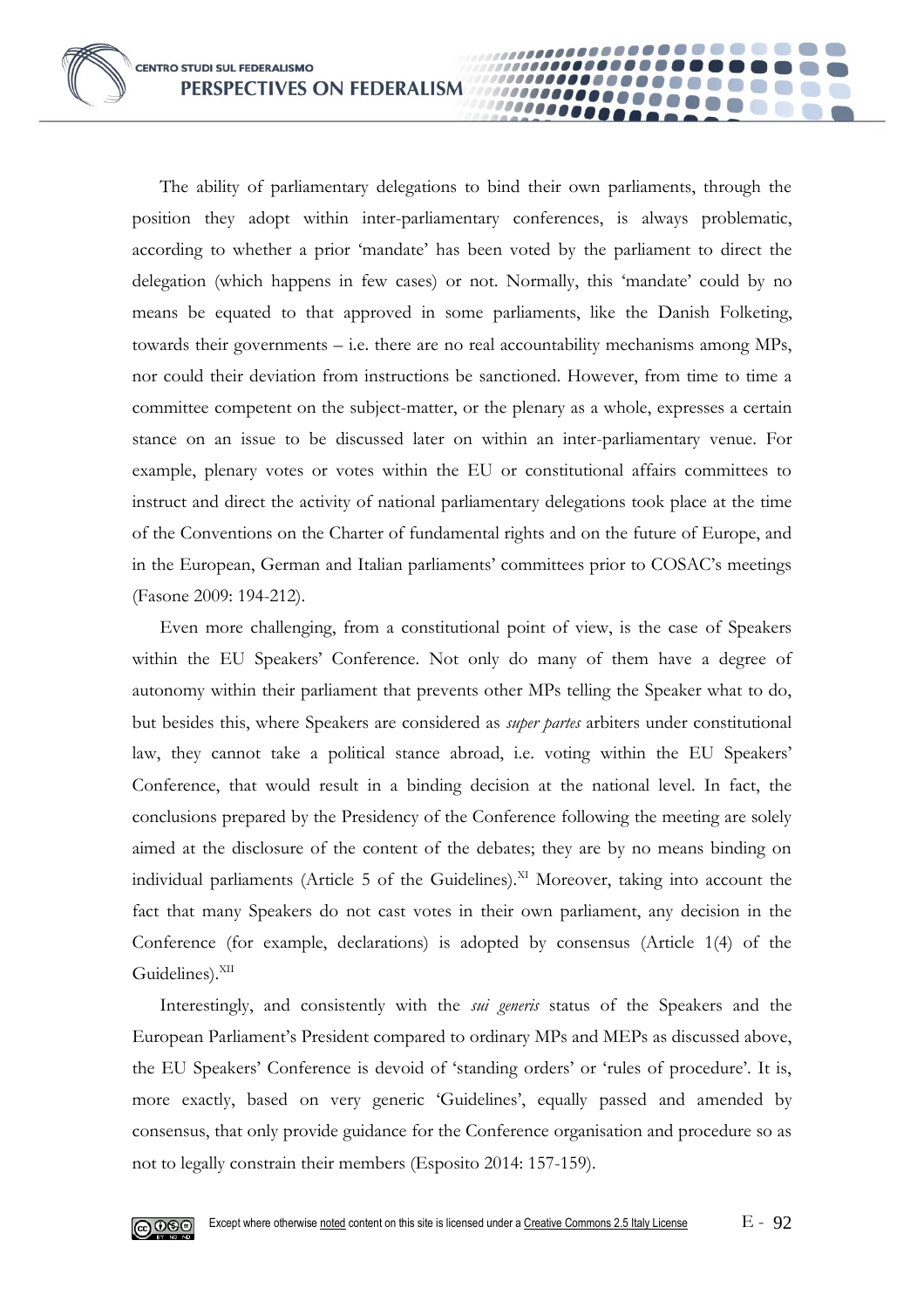The ability of parliamentary delegations to bind their own parliaments, through the position they adopt within inter-parliamentary conferences, is always problematic, according to whether a prior 'mandate' has been voted by the parliament to direct the delegation (which happens in few cases) or not. Normally, this 'mandate' could by no means be equated to that approved in some parliaments, like the Danish Folketing, towards their governments – i.e. there are no real accountability mechanisms among MPs, nor could their deviation from instructions be sanctioned. However, from time to time a committee competent on the subject-matter, or the plenary as a whole, expresses a certain stance on an issue to be discussed later on within an inter-parliamentary venue. For example, plenary votes or votes within the EU or constitutional affairs committees to instruct and direct the activity of national parliamentary delegations took place at the time of the Conventions on the Charter of fundamental rights and on the future of Europe, and in the European, German and Italian parliaments' committees prior to COSAC's meetings (Fasone 2009: 194-212).

Even more challenging, from a constitutional point of view, is the case of Speakers within the EU Speakers' Conference. Not only do many of them have a degree of autonomy within their parliament that prevents other MPs telling the Speaker what to do, but besides this, where Speakers are considered as *super partes* arbiters under constitutional law, they cannot take a political stance abroad, i.e. voting within the EU Speakers' Conference, that would result in a binding decision at the national level. In fact, the conclusions prepared by the Presidency of the Conference following the meeting are solely aimed at the disclosure of the content of the debates; they are by no means binding on individual parliaments (Article 5 of the Guidelines).[XI] Moreover, taking into account the fact that many Speakers do not cast votes in their own parliament, any decision in the Conference (for example, declarations) is adopted by consensus (Article 1(4) of the Guidelines).[XII]

Interestingly, and consistently with the *sui generis* status of the Speakers and the European Parliament's President compared to ordinary MPs and MEPs as discussed above, the EU Speakers' Conference is devoid of 'standing orders' or 'rules of procedure'. It is, more exactly, based on very generic 'Guidelines', equally passed and amended by consensus, that only provide guidance for the Conference organisation and procedure so as not to legally constrain their members (Esposito 2014: 157-159).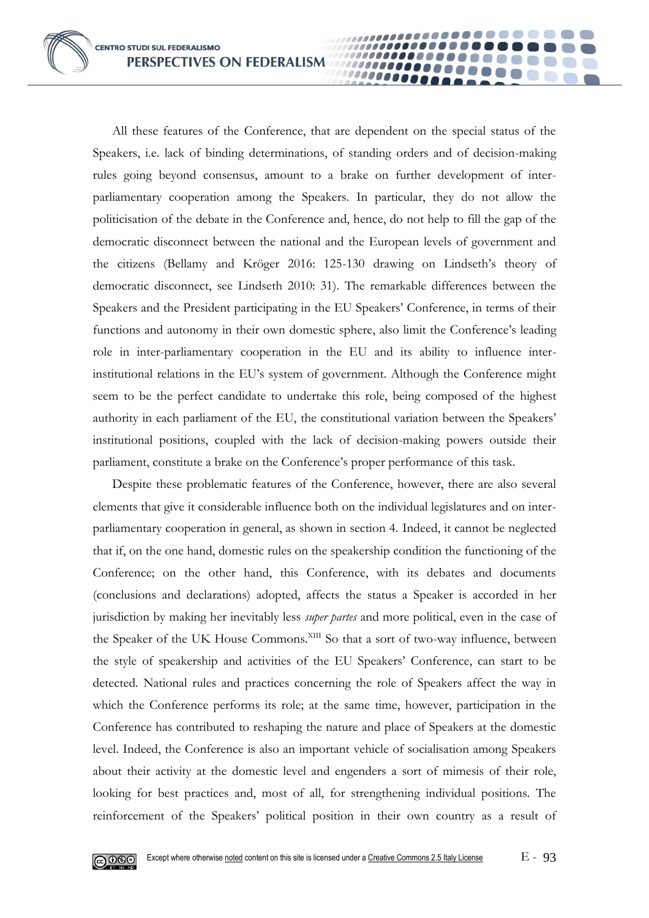All these features of the Conference, that are dependent on the special status of the Speakers, i.e. lack of binding determinations, of standing orders and of decision-making rules going beyond consensus, amount to a brake on further development of inter-parliamentary cooperation among the Speakers. In particular, they do not allow the politicisation of the debate in the Conference and, hence, do not help to fill the gap of the democratic disconnect between the national and the European levels of government and the citizens (Bellamy and Kröger 2016: 125-130 drawing on Lindseth's theory of democratic disconnect, see Lindseth 2010: 31). The remarkable differences between the Speakers and the President participating in the EU Speakers' Conference, in terms of their functions and autonomy in their own domestic sphere, also limit the Conference's leading role in inter-parliamentary cooperation in the EU and its ability to influence inter-institutional relations in the EU's system of government. Although the Conference might seem to be the perfect candidate to undertake this role, being composed of the highest authority in each parliament of the EU, the constitutional variation between the Speakers' institutional positions, coupled with the lack of decision-making powers outside their parliament, constitute a brake on the Conference's proper performance of this task.

Despite these problematic features of the Conference, however, there are also several elements that give it considerable influence both on the individual legislatures and on inter-parliamentary cooperation in general, as shown in section 4. Indeed, it cannot be neglected that if, on the one hand, domestic rules on the speakership condition the functioning of the Conference; on the other hand, this Conference, with its debates and documents (conclusions and declarations) adopted, affects the status a Speaker is accorded in her jurisdiction by making her inevitably less *super partes* and more political, even in the case of the Speaker of the UK House Commons.[XIII] So that a sort of two-way influence, between the style of speakership and activities of the EU Speakers' Conference, can start to be detected. National rules and practices concerning the role of Speakers affect the way in which the Conference performs its role; at the same time, however, participation in the Conference has contributed to reshaping the nature and place of Speakers at the domestic level. Indeed, the Conference is also an important vehicle of socialisation among Speakers about their activity at the domestic level and engenders a sort of mimesis of their role, looking for best practices and, most of all, for strengthening individual positions. The reinforcement of the Speakers' political position in their own country as a result of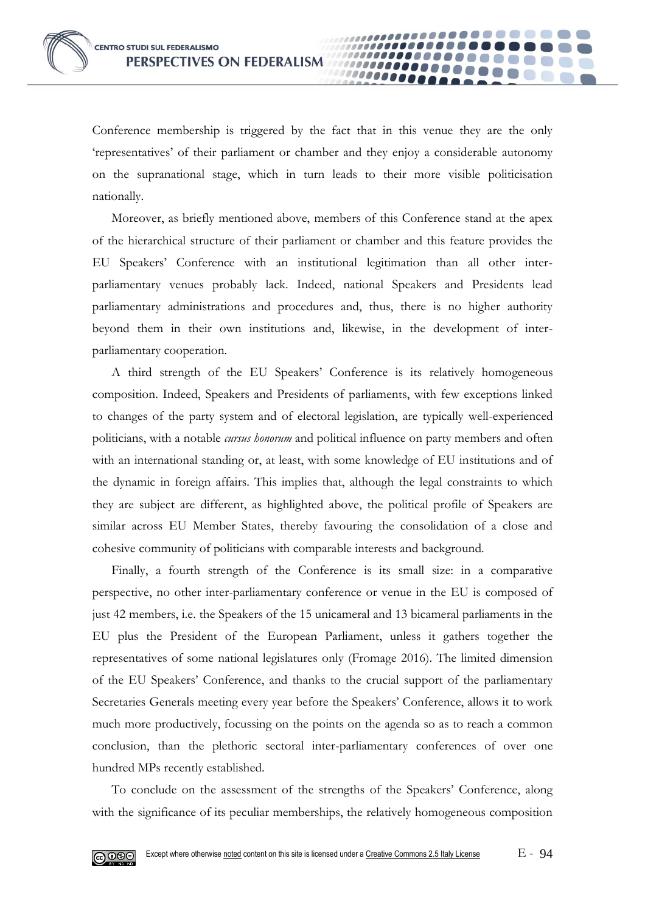Conference membership is triggered by the fact that in this venue they are the only 'representatives' of their parliament or chamber and they enjoy a considerable autonomy on the supranational stage, which in turn leads to their more visible politicisation nationally.

Moreover, as briefly mentioned above, members of this Conference stand at the apex of the hierarchical structure of their parliament or chamber and this feature provides the EU Speakers' Conference with an institutional legitimation than all other inter-parliamentary venues probably lack. Indeed, national Speakers and Presidents lead parliamentary administrations and procedures and, thus, there is no higher authority beyond them in their own institutions and, likewise, in the development of inter-parliamentary cooperation.

A third strength of the EU Speakers' Conference is its relatively homogeneous composition. Indeed, Speakers and Presidents of parliaments, with few exceptions linked to changes of the party system and of electoral legislation, are typically well-experienced politicians, with a notable *cursus honorum* and political influence on party members and often with an international standing or, at least, with some knowledge of EU institutions and of the dynamic in foreign affairs. This implies that, although the legal constraints to which they are subject are different, as highlighted above, the political profile of Speakers are similar across EU Member States, thereby favouring the consolidation of a close and cohesive community of politicians with comparable interests and background.

Finally, a fourth strength of the Conference is its small size: in a comparative perspective, no other inter-parliamentary conference or venue in the EU is composed of just 42 members, i.e. the Speakers of the 15 unicameral and 13 bicameral parliaments in the EU plus the President of the European Parliament, unless it gathers together the representatives of some national legislatures only (Fromage 2016). The limited dimension of the EU Speakers' Conference, and thanks to the crucial support of the parliamentary Secretaries Generals meeting every year before the Speakers' Conference, allows it to work much more productively, focussing on the points on the agenda so as to reach a common conclusion, than the plethoric sectoral inter-parliamentary conferences of over one hundred MPs recently established.

To conclude on the assessment of the strengths of the Speakers' Conference, along with the significance of its peculiar memberships, the relatively homogeneous composition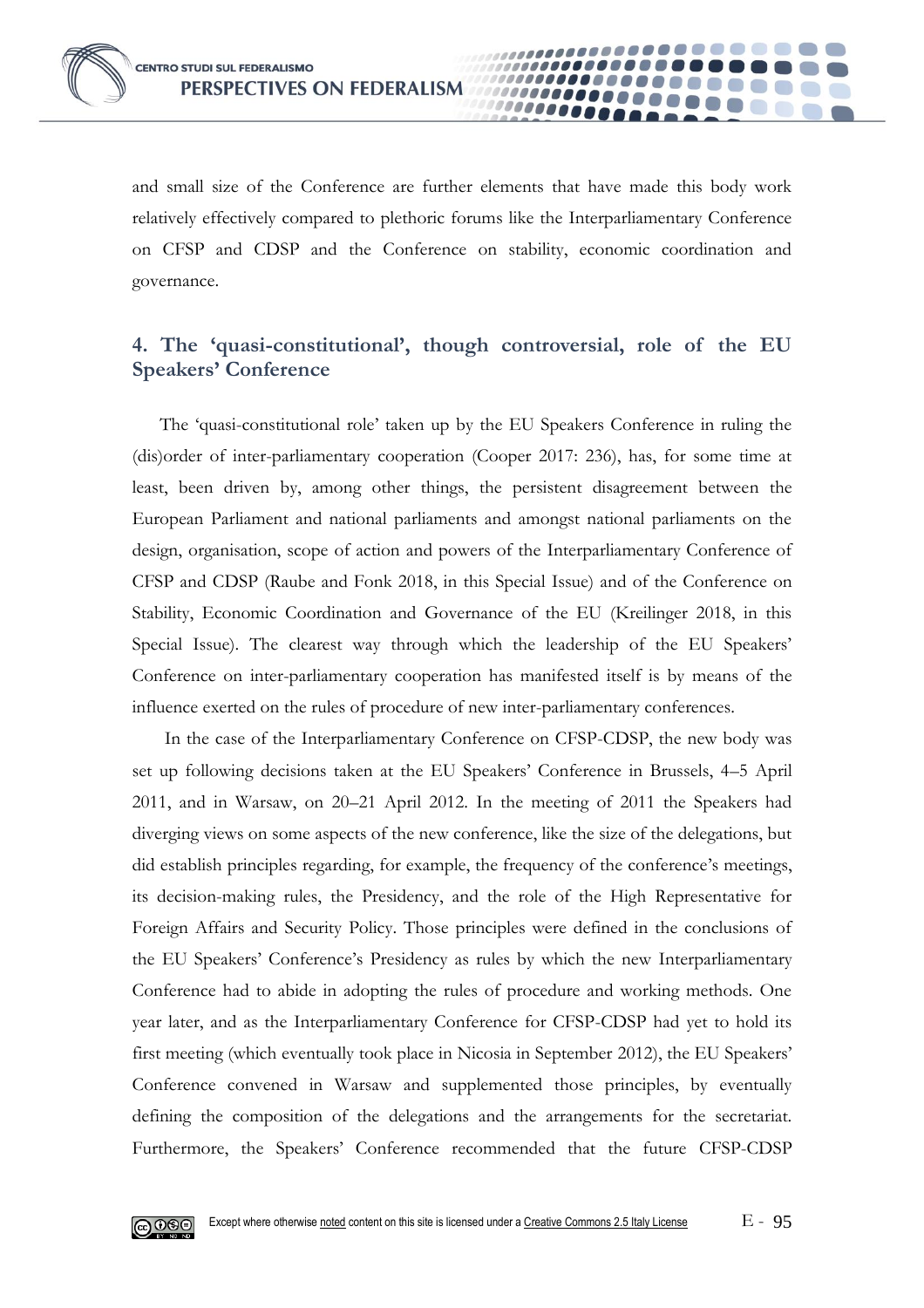and small size of the Conference are further elements that have made this body work relatively effectively compared to plethoric forums like the Interparliamentary Conference on CFSP and CDSP and the Conference on stability, economic coordination and governance.

## 4. The 'quasi-constitutional', though controversial, role of the EU Speakers' Conference

The 'quasi-constitutional role' taken up by the EU Speakers Conference in ruling the (dis)order of inter-parliamentary cooperation (Cooper 2017: 236), has, for some time at least, been driven by, among other things, the persistent disagreement between the European Parliament and national parliaments and amongst national parliaments on the design, organisation, scope of action and powers of the Interparliamentary Conference of CFSP and CDSP (Raube and Fonk 2018, in this Special Issue) and of the Conference on Stability, Economic Coordination and Governance of the EU (Kreilinger 2018, in this Special Issue). The clearest way through which the leadership of the EU Speakers' Conference on inter-parliamentary cooperation has manifested itself is by means of the influence exerted on the rules of procedure of new inter-parliamentary conferences.

In the case of the Interparliamentary Conference on CFSP-CDSP, the new body was set up following decisions taken at the EU Speakers' Conference in Brussels, 4–5 April 2011, and in Warsaw, on 20–21 April 2012. In the meeting of 2011 the Speakers had diverging views on some aspects of the new conference, like the size of the delegations, but did establish principles regarding, for example, the frequency of the conference's meetings, its decision-making rules, the Presidency, and the role of the High Representative for Foreign Affairs and Security Policy. Those principles were defined in the conclusions of the EU Speakers' Conference's Presidency as rules by which the new Interparliamentary Conference had to abide in adopting the rules of procedure and working methods. One year later, and as the Interparliamentary Conference for CFSP-CDSP had yet to hold its first meeting (which eventually took place in Nicosia in September 2012), the EU Speakers' Conference convened in Warsaw and supplemented those principles, by eventually defining the composition of the delegations and the arrangements for the secretariat. Furthermore, the Speakers' Conference recommended that the future CFSP-CDSP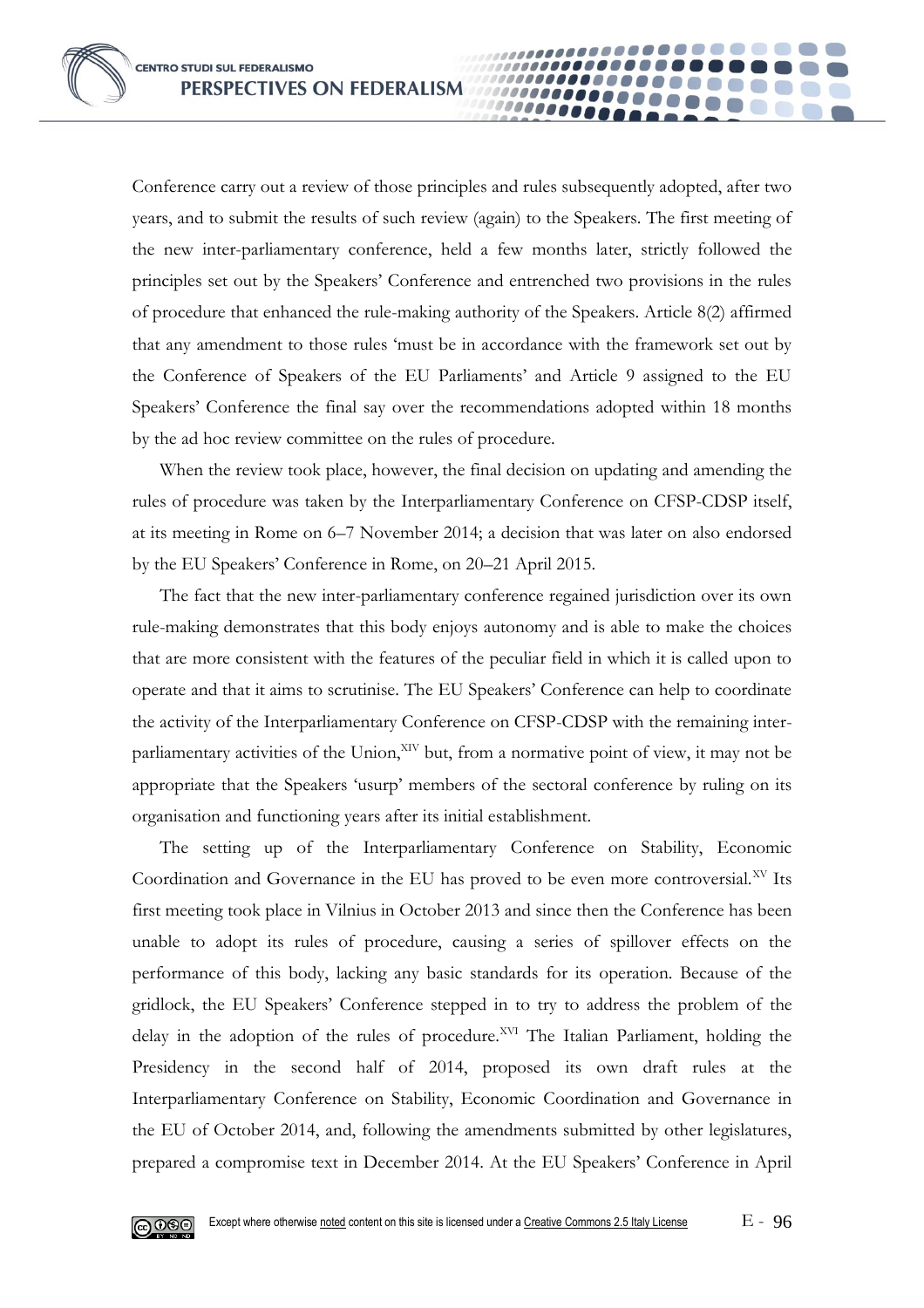Conference carry out a review of those principles and rules subsequently adopted, after two years, and to submit the results of such review (again) to the Speakers. The first meeting of the new inter-parliamentary conference, held a few months later, strictly followed the principles set out by the Speakers' Conference and entrenched two provisions in the rules of procedure that enhanced the rule-making authority of the Speakers. Article 8(2) affirmed that any amendment to those rules 'must be in accordance with the framework set out by the Conference of Speakers of the EU Parliaments' and Article 9 assigned to the EU Speakers' Conference the final say over the recommendations adopted within 18 months by the ad hoc review committee on the rules of procedure.

When the review took place, however, the final decision on updating and amending the rules of procedure was taken by the Interparliamentary Conference on CFSP-CDSP itself, at its meeting in Rome on 6–7 November 2014; a decision that was later on also endorsed by the EU Speakers' Conference in Rome, on 20–21 April 2015.

The fact that the new inter-parliamentary conference regained jurisdiction over its own rule-making demonstrates that this body enjoys autonomy and is able to make the choices that are more consistent with the features of the peculiar field in which it is called upon to operate and that it aims to scrutinise. The EU Speakers' Conference can help to coordinate the activity of the Interparliamentary Conference on CFSP-CDSP with the remaining inter-parliamentary activities of the Union,[XIV] but, from a normative point of view, it may not be appropriate that the Speakers 'usurp' members of the sectoral conference by ruling on its organisation and functioning years after its initial establishment.

The setting up of the Interparliamentary Conference on Stability, Economic Coordination and Governance in the EU has proved to be even more controversial.[XV] Its first meeting took place in Vilnius in October 2013 and since then the Conference has been unable to adopt its rules of procedure, causing a series of spillover effects on the performance of this body, lacking any basic standards for its operation. Because of the gridlock, the EU Speakers' Conference stepped in to try to address the problem of the delay in the adoption of the rules of procedure.[XVI] The Italian Parliament, holding the Presidency in the second half of 2014, proposed its own draft rules at the Interparliamentary Conference on Stability, Economic Coordination and Governance in the EU of October 2014, and, following the amendments submitted by other legislatures, prepared a compromise text in December 2014. At the EU Speakers' Conference in April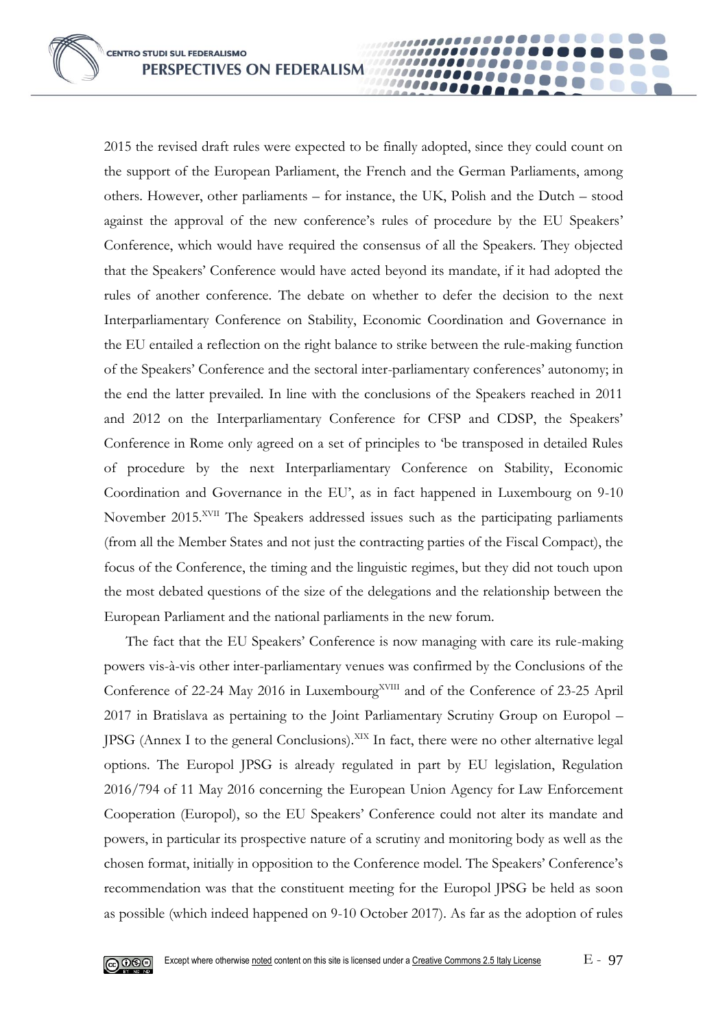2015 the revised draft rules were expected to be finally adopted, since they could count on the support of the European Parliament, the French and the German Parliaments, among others. However, other parliaments – for instance, the UK, Polish and the Dutch – stood against the approval of the new conference's rules of procedure by the EU Speakers' Conference, which would have required the consensus of all the Speakers. They objected that the Speakers' Conference would have acted beyond its mandate, if it had adopted the rules of another conference. The debate on whether to defer the decision to the next Interparliamentary Conference on Stability, Economic Coordination and Governance in the EU entailed a reflection on the right balance to strike between the rule-making function of the Speakers' Conference and the sectoral inter-parliamentary conferences' autonomy; in the end the latter prevailed. In line with the conclusions of the Speakers reached in 2011 and 2012 on the Interparliamentary Conference for CFSP and CDSP, the Speakers' Conference in Rome only agreed on a set of principles to 'be transposed in detailed Rules of procedure by the next Interparliamentary Conference on Stability, Economic Coordination and Governance in the EU', as in fact happened in Luxembourg on 9-10 November 2015.[XVII] The Speakers addressed issues such as the participating parliaments (from all the Member States and not just the contracting parties of the Fiscal Compact), the focus of the Conference, the timing and the linguistic regimes, but they did not touch upon the most debated questions of the size of the delegations and the relationship between the European Parliament and the national parliaments in the new forum.

The fact that the EU Speakers' Conference is now managing with care its rule-making powers vis-à-vis other inter-parliamentary venues was confirmed by the Conclusions of the Conference of 22-24 May 2016 in Luxembourg[XVIII] and of the Conference of 23-25 April 2017 in Bratislava as pertaining to the Joint Parliamentary Scrutiny Group on Europol – JPSG (Annex I to the general Conclusions).[XIX] In fact, there were no other alternative legal options. The Europol JPSG is already regulated in part by EU legislation, Regulation 2016/794 of 11 May 2016 concerning the European Union Agency for Law Enforcement Cooperation (Europol), so the EU Speakers' Conference could not alter its mandate and powers, in particular its prospective nature of a scrutiny and monitoring body as well as the chosen format, initially in opposition to the Conference model. The Speakers' Conference's recommendation was that the constituent meeting for the Europol JPSG be held as soon as possible (which indeed happened on 9-10 October 2017). As far as the adoption of rules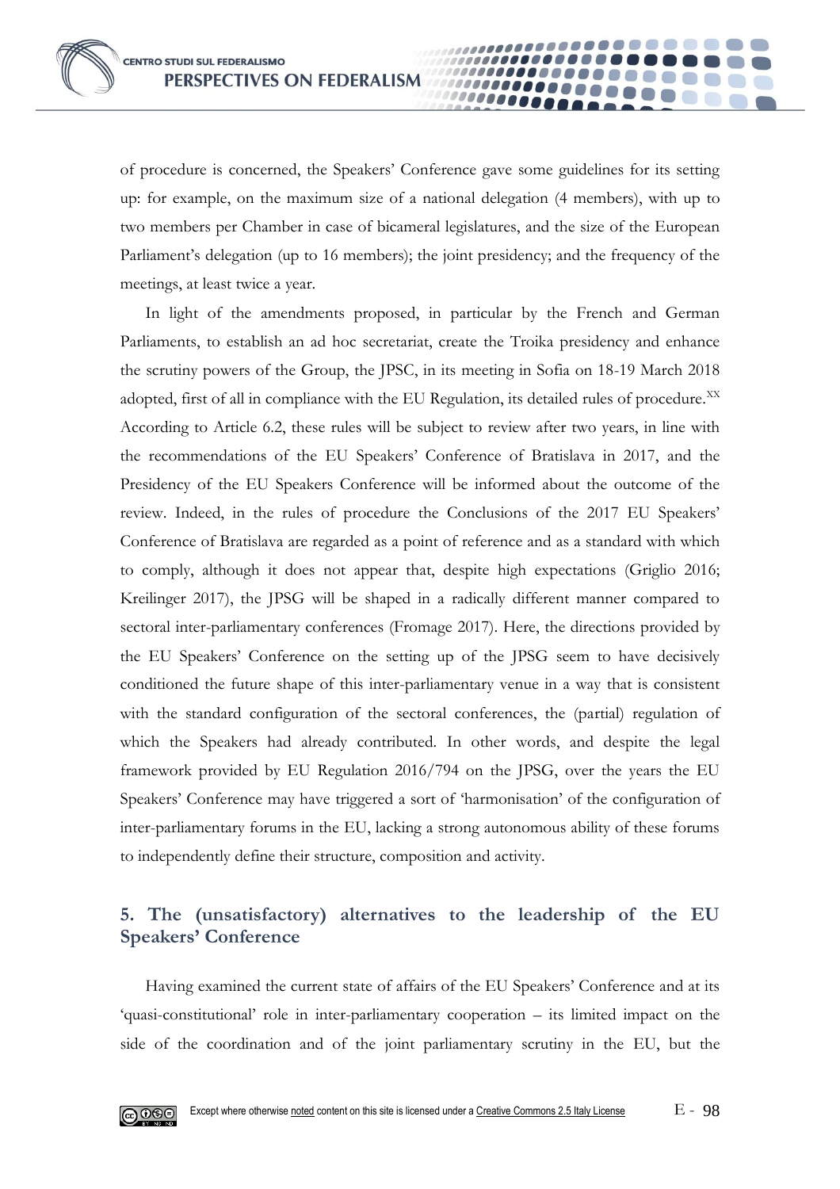of procedure is concerned, the Speakers' Conference gave some guidelines for its setting up: for example, on the maximum size of a national delegation (4 members), with up to two members per Chamber in case of bicameral legislatures, and the size of the European Parliament's delegation (up to 16 members); the joint presidency; and the frequency of the meetings, at least twice a year.

In light of the amendments proposed, in particular by the French and German Parliaments, to establish an ad hoc secretariat, create the Troika presidency and enhance the scrutiny powers of the Group, the JPSC, in its meeting in Sofia on 18-19 March 2018 adopted, first of all in compliance with the EU Regulation, its detailed rules of procedure.[xx] According to Article 6.2, these rules will be subject to review after two years, in line with the recommendations of the EU Speakers' Conference of Bratislava in 2017, and the Presidency of the EU Speakers Conference will be informed about the outcome of the review. Indeed, in the rules of procedure the Conclusions of the 2017 EU Speakers' Conference of Bratislava are regarded as a point of reference and as a standard with which to comply, although it does not appear that, despite high expectations (Griglio 2016; Kreilinger 2017), the JPSG will be shaped in a radically different manner compared to sectoral inter-parliamentary conferences (Fromage 2017). Here, the directions provided by the EU Speakers' Conference on the setting up of the JPSG seem to have decisively conditioned the future shape of this inter-parliamentary venue in a way that is consistent with the standard configuration of the sectoral conferences, the (partial) regulation of which the Speakers had already contributed. In other words, and despite the legal framework provided by EU Regulation 2016/794 on the JPSG, over the years the EU Speakers' Conference may have triggered a sort of 'harmonisation' of the configuration of inter-parliamentary forums in the EU, lacking a strong autonomous ability of these forums to independently define their structure, composition and activity.

## 5. The (unsatisfactory) alternatives to the leadership of the EU Speakers' Conference

Having examined the current state of affairs of the EU Speakers' Conference and at its 'quasi-constitutional' role in inter-parliamentary cooperation – its limited impact on the side of the coordination and of the joint parliamentary scrutiny in the EU, but the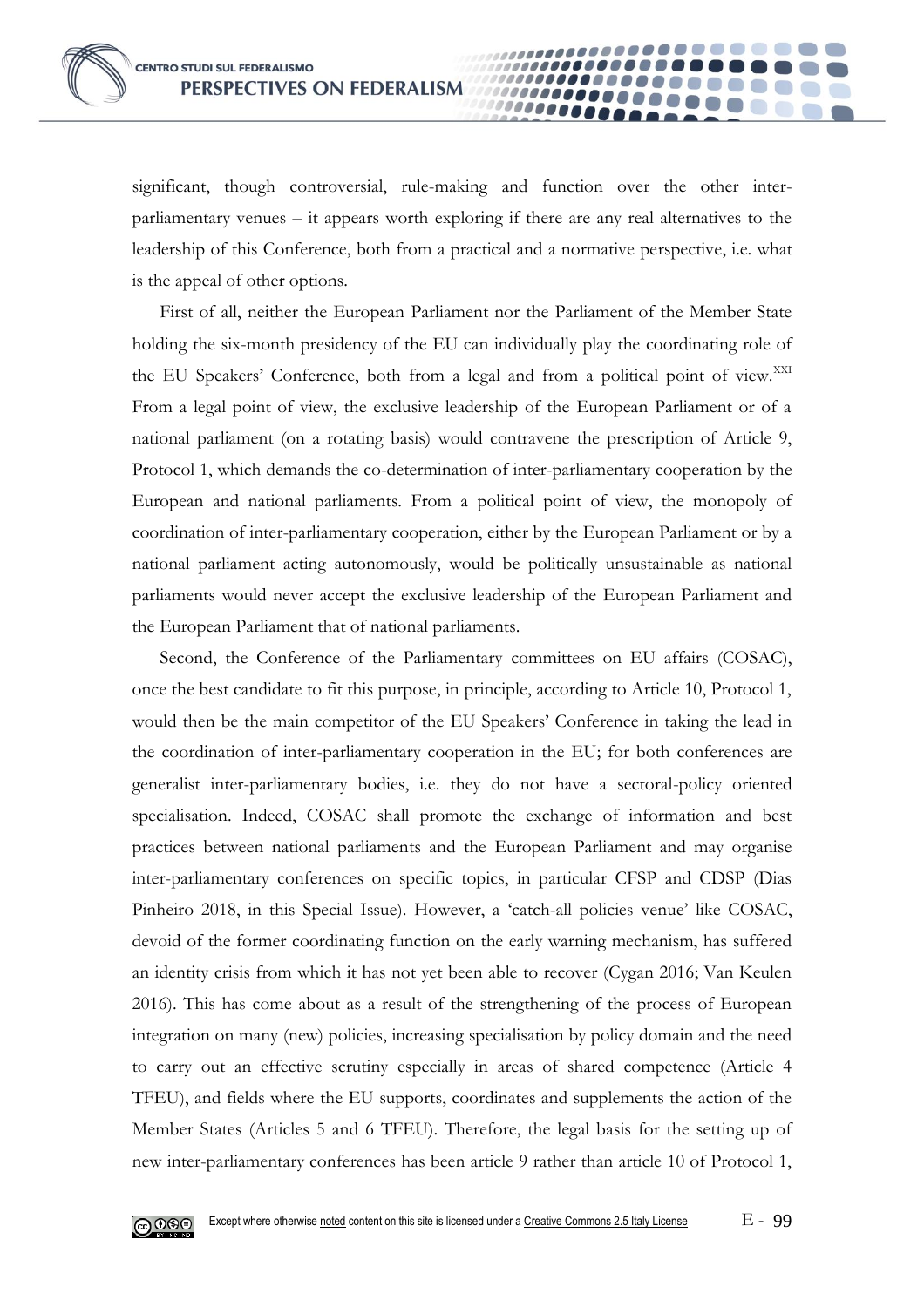significant, though controversial, rule-making and function over the other inter-parliamentary venues – it appears worth exploring if there are any real alternatives to the leadership of this Conference, both from a practical and a normative perspective, i.e. what is the appeal of other options.

First of all, neither the European Parliament nor the Parliament of the Member State holding the six-month presidency of the EU can individually play the coordinating role of the EU Speakers' Conference, both from a legal and from a political point of view.[XXI] From a legal point of view, the exclusive leadership of the European Parliament or of a national parliament (on a rotating basis) would contravene the prescription of Article 9, Protocol 1, which demands the co-determination of inter-parliamentary cooperation by the European and national parliaments. From a political point of view, the monopoly of coordination of inter-parliamentary cooperation, either by the European Parliament or by a national parliament acting autonomously, would be politically unsustainable as national parliaments would never accept the exclusive leadership of the European Parliament and the European Parliament that of national parliaments.

Second, the Conference of the Parliamentary committees on EU affairs (COSAC), once the best candidate to fit this purpose, in principle, according to Article 10, Protocol 1, would then be the main competitor of the EU Speakers' Conference in taking the lead in the coordination of inter-parliamentary cooperation in the EU; for both conferences are generalist inter-parliamentary bodies, i.e. they do not have a sectoral-policy oriented specialisation. Indeed, COSAC shall promote the exchange of information and best practices between national parliaments and the European Parliament and may organise inter-parliamentary conferences on specific topics, in particular CFSP and CDSP (Dias Pinheiro 2018, in this Special Issue). However, a 'catch-all policies venue' like COSAC, devoid of the former coordinating function on the early warning mechanism, has suffered an identity crisis from which it has not yet been able to recover (Cygan 2016; Van Keulen 2016). This has come about as a result of the strengthening of the process of European integration on many (new) policies, increasing specialisation by policy domain and the need to carry out an effective scrutiny especially in areas of shared competence (Article 4 TFEU), and fields where the EU supports, coordinates and supplements the action of the Member States (Articles 5 and 6 TFEU). Therefore, the legal basis for the setting up of new inter-parliamentary conferences has been article 9 rather than article 10 of Protocol 1,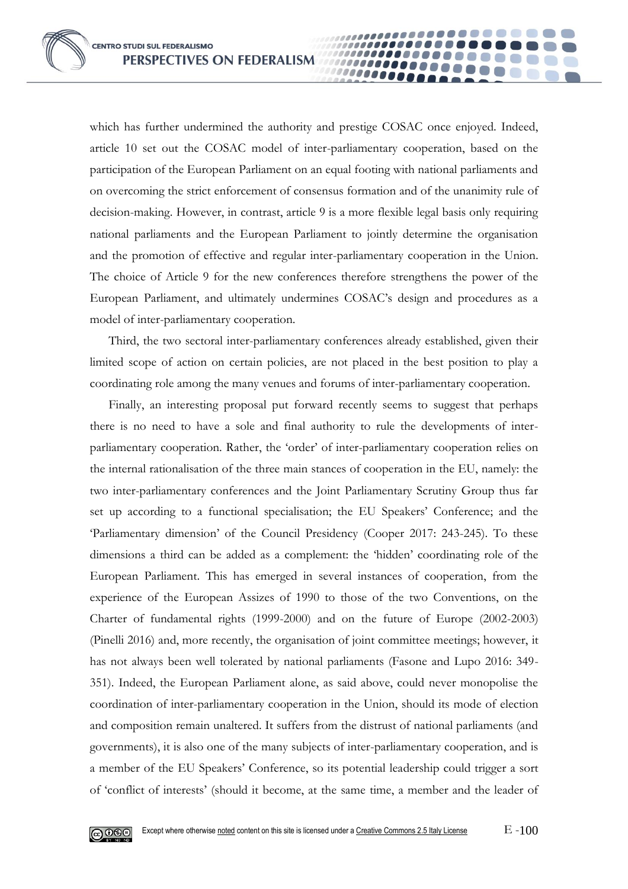which has further undermined the authority and prestige COSAC once enjoyed. Indeed, article 10 set out the COSAC model of inter-parliamentary cooperation, based on the participation of the European Parliament on an equal footing with national parliaments and on overcoming the strict enforcement of consensus formation and of the unanimity rule of decision-making. However, in contrast, article 9 is a more flexible legal basis only requiring national parliaments and the European Parliament to jointly determine the organisation and the promotion of effective and regular inter-parliamentary cooperation in the Union. The choice of Article 9 for the new conferences therefore strengthens the power of the European Parliament, and ultimately undermines COSAC's design and procedures as a model of inter-parliamentary cooperation.

Third, the two sectoral inter-parliamentary conferences already established, given their limited scope of action on certain policies, are not placed in the best position to play a coordinating role among the many venues and forums of inter-parliamentary cooperation.

Finally, an interesting proposal put forward recently seems to suggest that perhaps there is no need to have a sole and final authority to rule the developments of inter-parliamentary cooperation. Rather, the 'order' of inter-parliamentary cooperation relies on the internal rationalisation of the three main stances of cooperation in the EU, namely: the two inter-parliamentary conferences and the Joint Parliamentary Scrutiny Group thus far set up according to a functional specialisation; the EU Speakers' Conference; and the 'Parliamentary dimension' of the Council Presidency (Cooper 2017: 243-245). To these dimensions a third can be added as a complement: the 'hidden' coordinating role of the European Parliament. This has emerged in several instances of cooperation, from the experience of the European Assizes of 1990 to those of the two Conventions, on the Charter of fundamental rights (1999-2000) and on the future of Europe (2002-2003) (Pinelli 2016) and, more recently, the organisation of joint committee meetings; however, it has not always been well tolerated by national parliaments (Fasone and Lupo 2016: 349-351). Indeed, the European Parliament alone, as said above, could never monopolise the coordination of inter-parliamentary cooperation in the Union, should its mode of election and composition remain unaltered. It suffers from the distrust of national parliaments (and governments), it is also one of the many subjects of inter-parliamentary cooperation, and is a member of the EU Speakers' Conference, so its potential leadership could trigger a sort of 'conflict of interests' (should it become, at the same time, a member and the leader of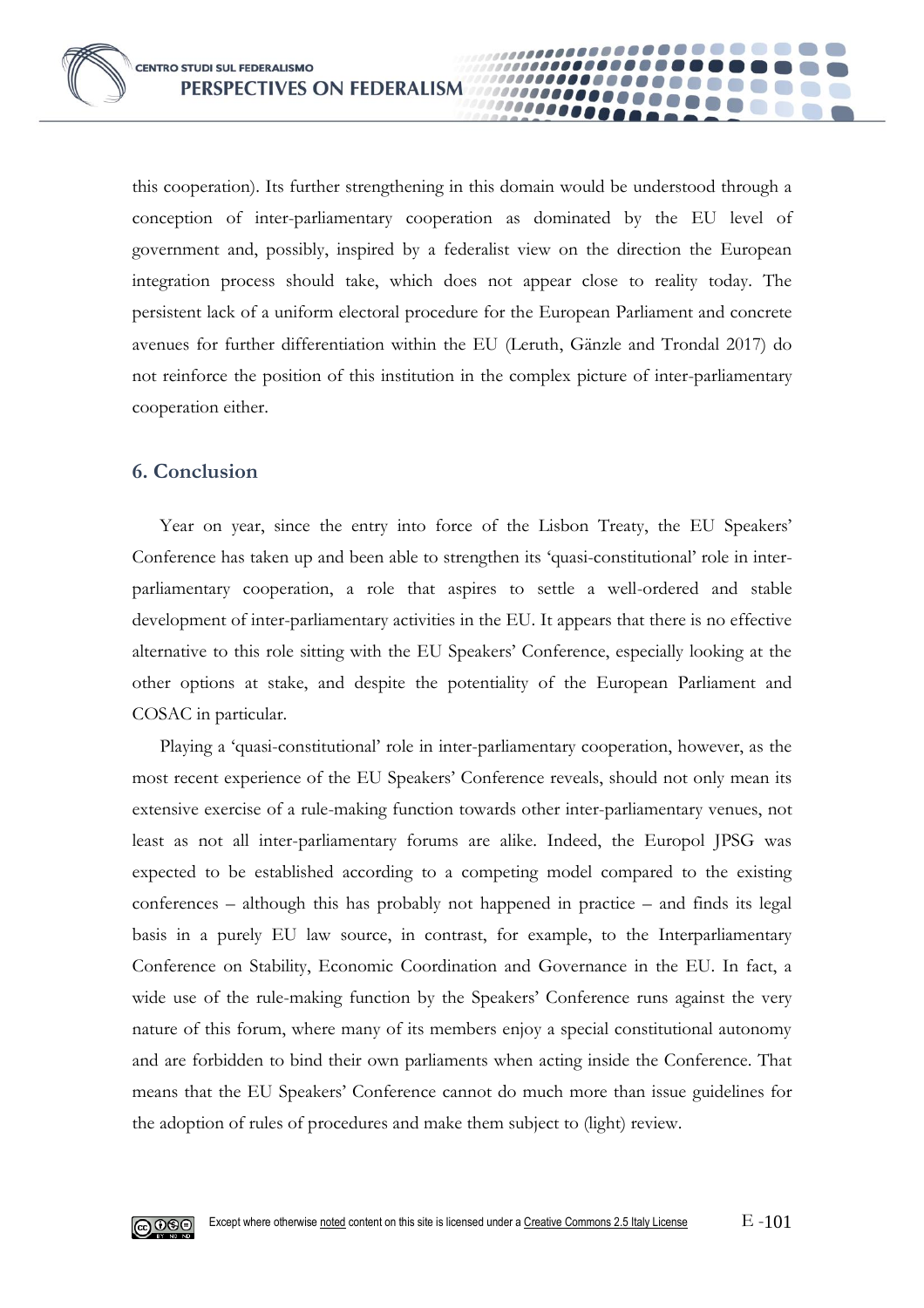this cooperation). Its further strengthening in this domain would be understood through a conception of inter-parliamentary cooperation as dominated by the EU level of government and, possibly, inspired by a federalist view on the direction the European integration process should take, which does not appear close to reality today. The persistent lack of a uniform electoral procedure for the European Parliament and concrete avenues for further differentiation within the EU (Leruth, Gänzle and Trondal 2017) do not reinforce the position of this institution in the complex picture of inter-parliamentary cooperation either.

## 6. Conclusion

Year on year, since the entry into force of the Lisbon Treaty, the EU Speakers' Conference has taken up and been able to strengthen its 'quasi-constitutional' role in inter-parliamentary cooperation, a role that aspires to settle a well-ordered and stable development of inter-parliamentary activities in the EU. It appears that there is no effective alternative to this role sitting with the EU Speakers' Conference, especially looking at the other options at stake, and despite the potentiality of the European Parliament and COSAC in particular.

Playing a 'quasi-constitutional' role in inter-parliamentary cooperation, however, as the most recent experience of the EU Speakers' Conference reveals, should not only mean its extensive exercise of a rule-making function towards other inter-parliamentary venues, not least as not all inter-parliamentary forums are alike. Indeed, the Europol JPSG was expected to be established according to a competing model compared to the existing conferences – although this has probably not happened in practice – and finds its legal basis in a purely EU law source, in contrast, for example, to the Interparliamentary Conference on Stability, Economic Coordination and Governance in the EU. In fact, a wide use of the rule-making function by the Speakers' Conference runs against the very nature of this forum, where many of its members enjoy a special constitutional autonomy and are forbidden to bind their own parliaments when acting inside the Conference. That means that the EU Speakers' Conference cannot do much more than issue guidelines for the adoption of rules of procedures and make them subject to (light) review.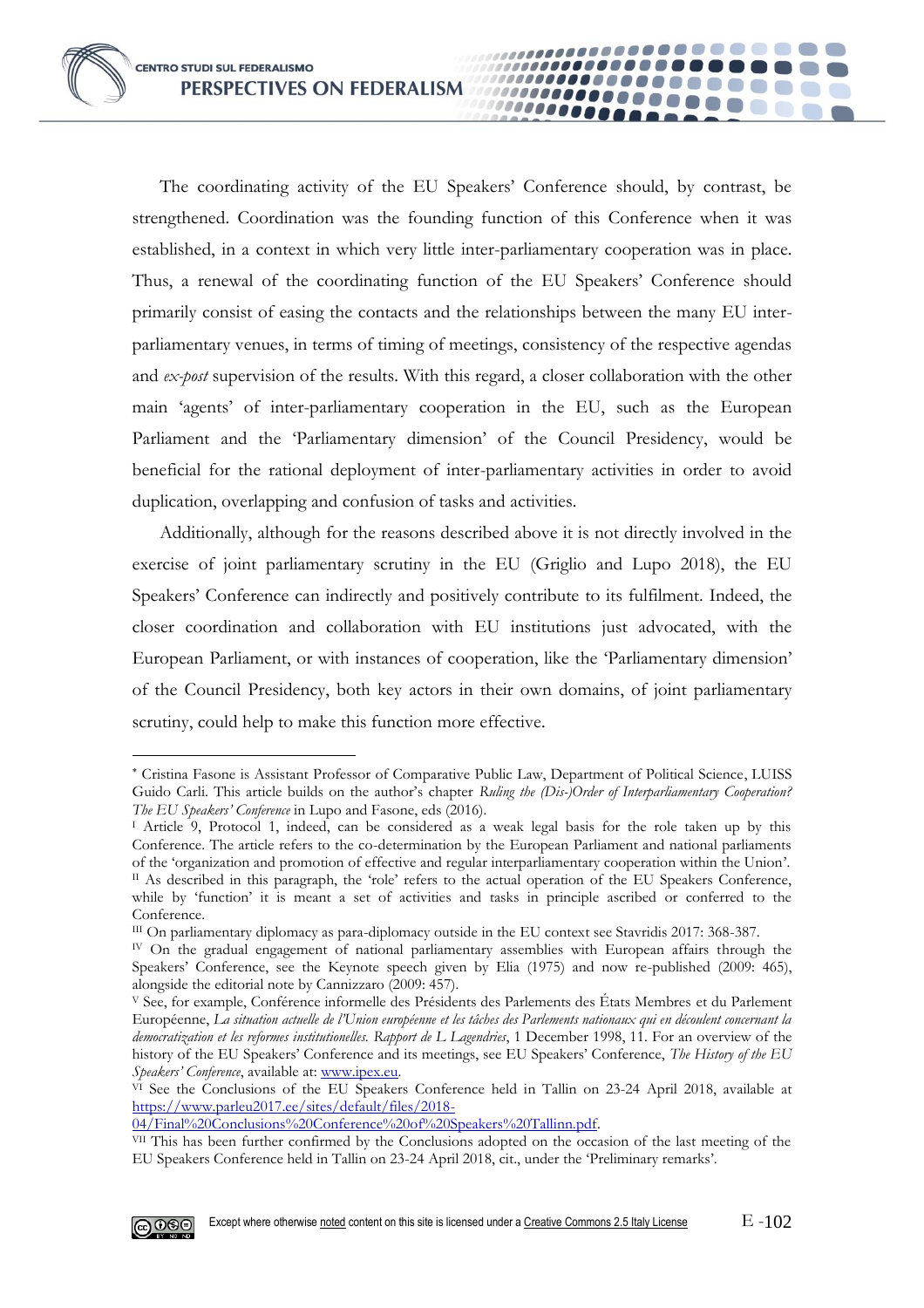The coordinating activity of the EU Speakers' Conference should, by contrast, be strengthened. Coordination was the founding function of this Conference when it was established, in a context in which very little inter-parliamentary cooperation was in place. Thus, a renewal of the coordinating function of the EU Speakers' Conference should primarily consist of easing the contacts and the relationships between the many EU inter-parliamentary venues, in terms of timing of meetings, consistency of the respective agendas and *ex-post* supervision of the results. With this regard, a closer collaboration with the other main 'agents' of inter-parliamentary cooperation in the EU, such as the European Parliament and the 'Parliamentary dimension' of the Council Presidency, would be beneficial for the rational deployment of inter-parliamentary activities in order to avoid duplication, overlapping and confusion of tasks and activities.

Additionally, although for the reasons described above it is not directly involved in the exercise of joint parliamentary scrutiny in the EU (Griglio and Lupo 2018), the EU Speakers' Conference can indirectly and positively contribute to its fulfilment. Indeed, the closer coordination and collaboration with EU institutions just advocated, with the European Parliament, or with instances of cooperation, like the 'Parliamentary dimension' of the Council Presidency, both key actors in their own domains, of joint parliamentary scrutiny, could help to make this function more effective.

---

[*] Cristina Fasone is Assistant Professor of Comparative Public Law, Department of Political Science, LUISS Guido Carli. This article builds on the author's chapter *Ruling the (Dis-)Order of Interparliamentary Cooperation? The EU Speakers' Conference* in Lupo and Fasone, eds (2016).

[I] Article 9, Protocol 1, indeed, can be considered as a weak legal basis for the role taken up by this Conference. The article refers to the co-determination by the European Parliament and national parliaments of the 'organization and promotion of effective and regular interparliamentary cooperation within the Union'.

[II] As described in this paragraph, the 'role' refers to the actual operation of the EU Speakers Conference, while by 'function' it is meant a set of activities and tasks in principle ascribed or conferred to the Conference.

[III] On parliamentary diplomacy as para-diplomacy outside in the EU context see Stavridis 2017: 368-387.

[IV] On the gradual engagement of national parliamentary assemblies with European affairs through the Speakers' Conference, see the Keynote speech given by Elia (1975) and now re-published (2009: 465), alongside the editorial note by Cannizzaro (2009: 457).

[V] See, for example, Conférence informelle des Présidents des Parlements des États Membres et du Parlement Européenne, *La situation actuelle de l'Union européenne et les tâches des Parlements nationaux qui en découlent concernant la democratization et les reformes institutionelles. Rapport de L Lagendries*, 1 December 1998, 11. For an overview of the history of the EU Speakers' Conference and its meetings, see EU Speakers' Conference, *The History of the EU Speakers' Conference*, available at: www.ipex.eu.

[VI] See the Conclusions of the EU Speakers Conference held in Tallin on 23-24 April 2018, available at https://www.parleu2017.ee/sites/default/files/2018-04/Final%20Conclusions%20Conference%20of%20Speakers%20Tallinn.pdf.

[VII] This has been further confirmed by the Conclusions adopted on the occasion of the last meeting of the EU Speakers Conference held in Tallin on 23-24 April 2018, cit., under the 'Preliminary remarks'.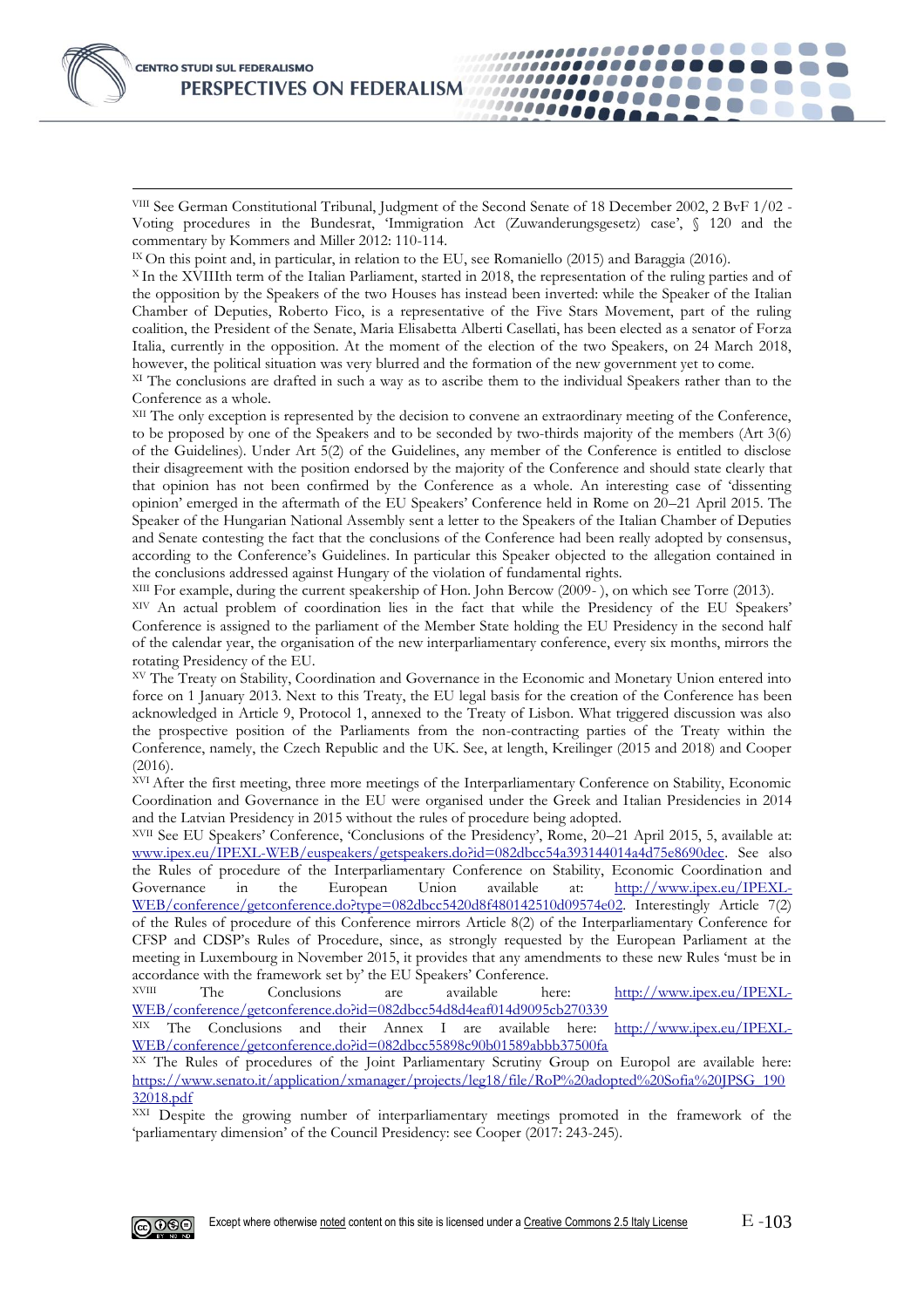[VIII] See German Constitutional Tribunal, Judgment of the Second Senate of 18 December 2002, 2 BvF 1/02 - Voting procedures in the Bundesrat, 'Immigration Act (Zuwanderungsgesetz) case', § 120 and the commentary by Kommers and Miller 2012: 110-114.

[IX] On this point and, in particular, in relation to the EU, see Romaniello (2015) and Baraggia (2016).

[X] In the XVIIIth term of the Italian Parliament, started in 2018, the representation of the ruling parties and of the opposition by the Speakers of the two Houses has instead been inverted: while the Speaker of the Italian Chamber of Deputies, Roberto Fico, is a representative of the Five Stars Movement, part of the ruling coalition, the President of the Senate, Maria Elisabetta Alberti Casellati, has been elected as a senator of Forza Italia, currently in the opposition. At the moment of the election of the two Speakers, on 24 March 2018, however, the political situation was very blurred and the formation of the new government yet to come.

[XI] The conclusions are drafted in such a way as to ascribe them to the individual Speakers rather than to the Conference as a whole.

[XII] The only exception is represented by the decision to convene an extraordinary meeting of the Conference, to be proposed by one of the Speakers and to be seconded by two-thirds majority of the members (Art 3(6) of the Guidelines). Under Art 5(2) of the Guidelines, any member of the Conference is entitled to disclose their disagreement with the position endorsed by the majority of the Conference and should state clearly that that opinion has not been confirmed by the Conference as a whole. An interesting case of 'dissenting opinion' emerged in the aftermath of the EU Speakers' Conference held in Rome on 20–21 April 2015. The Speaker of the Hungarian National Assembly sent a letter to the Speakers of the Italian Chamber of Deputies and Senate contesting the fact that the conclusions of the Conference had been really adopted by consensus, according to the Conference's Guidelines. In particular this Speaker objected to the allegation contained in the conclusions addressed against Hungary of the violation of fundamental rights.

[XIII] For example, during the current speakership of Hon. John Bercow (2009- ), on which see Torre (2013).

[XIV] An actual problem of coordination lies in the fact that while the Presidency of the EU Speakers' Conference is assigned to the parliament of the Member State holding the EU Presidency in the second half of the calendar year, the organisation of the new interparliamentary conference, every six months, mirrors the rotating Presidency of the EU.

[XV] The Treaty on Stability, Coordination and Governance in the Economic and Monetary Union entered into force on 1 January 2013. Next to this Treaty, the EU legal basis for the creation of the Conference has been acknowledged in Article 9, Protocol 1, annexed to the Treaty of Lisbon. What triggered discussion was also the prospective position of the Parliaments from the non-contracting parties of the Treaty within the Conference, namely, the Czech Republic and the UK. See, at length, Kreilinger (2015 and 2018) and Cooper (2016).

[XVI] After the first meeting, three more meetings of the Interparliamentary Conference on Stability, Economic Coordination and Governance in the EU were organised under the Greek and Italian Presidencies in 2014 and the Latvian Presidency in 2015 without the rules of procedure being adopted.

[XVII] See EU Speakers' Conference, 'Conclusions of the Presidency', Rome, 20–21 April 2015, 5, available at: [www.ipex.eu/IPEXL-WEB/euspeakers/getspeakers.do?id=082dbcc54a393144014a4d75e8690dec](www.ipex.eu/IPEXL-WEB/euspeakers/getspeakers.do?id=082dbcc54a393144014a4d75e8690dec). See also the Rules of procedure of the Interparliamentary Conference on Stability, Economic Coordination and Governance in the European Union available at: [http://www.ipex.eu/IPEXL-WEB/conference/getconference.do?type=082dbcc5420d8f480142510d09574e02](http://www.ipex.eu/IPEXL-WEB/conference/getconference.do?type=082dbcc5420d8f480142510d09574e02). Interestingly Article 7(2) of the Rules of procedure of this Conference mirrors Article 8(2) of the Interparliamentary Conference for CFSP and CDSP's Rules of Procedure, since, as strongly requested by the European Parliament at the meeting in Luxembourg in November 2015, it provides that any amendments to these new Rules 'must be in accordance with the framework set by' the EU Speakers' Conference.

[XVIII] The Conclusions are available here: [http://www.ipex.eu/IPEXL-WEB/conference/getconference.do?id=082dbcc54d8d4eaf014d9095cb270339](http://www.ipex.eu/IPEXL-WEB/conference/getconference.do?id=082dbcc54d8d4eaf014d9095cb270339)

[XIX] The Conclusions and their Annex I are available here: [http://www.ipex.eu/IPEXL-WEB/conference/getconference.do?id=082dbcc55898c90b01589abbb37500fa](http://www.ipex.eu/IPEXL-WEB/conference/getconference.do?id=082dbcc55898c90b01589abbb37500fa)

[XX] The Rules of procedures of the Joint Parliamentary Scrutiny Group on Europol are available here: [https://www.senato.it/application/xmanager/projects/leg18/file/RoP%20adopted%20Sofia%20JPSG_19032018.pdf](https://www.senato.it/application/xmanager/projects/leg18/file/RoP%20adopted%20Sofia%20JPSG_19032018.pdf)

[XXI] Despite the growing number of interparliamentary meetings promoted in the framework of the 'parliamentary dimension' of the Council Presidency: see Cooper (2017: 243-245).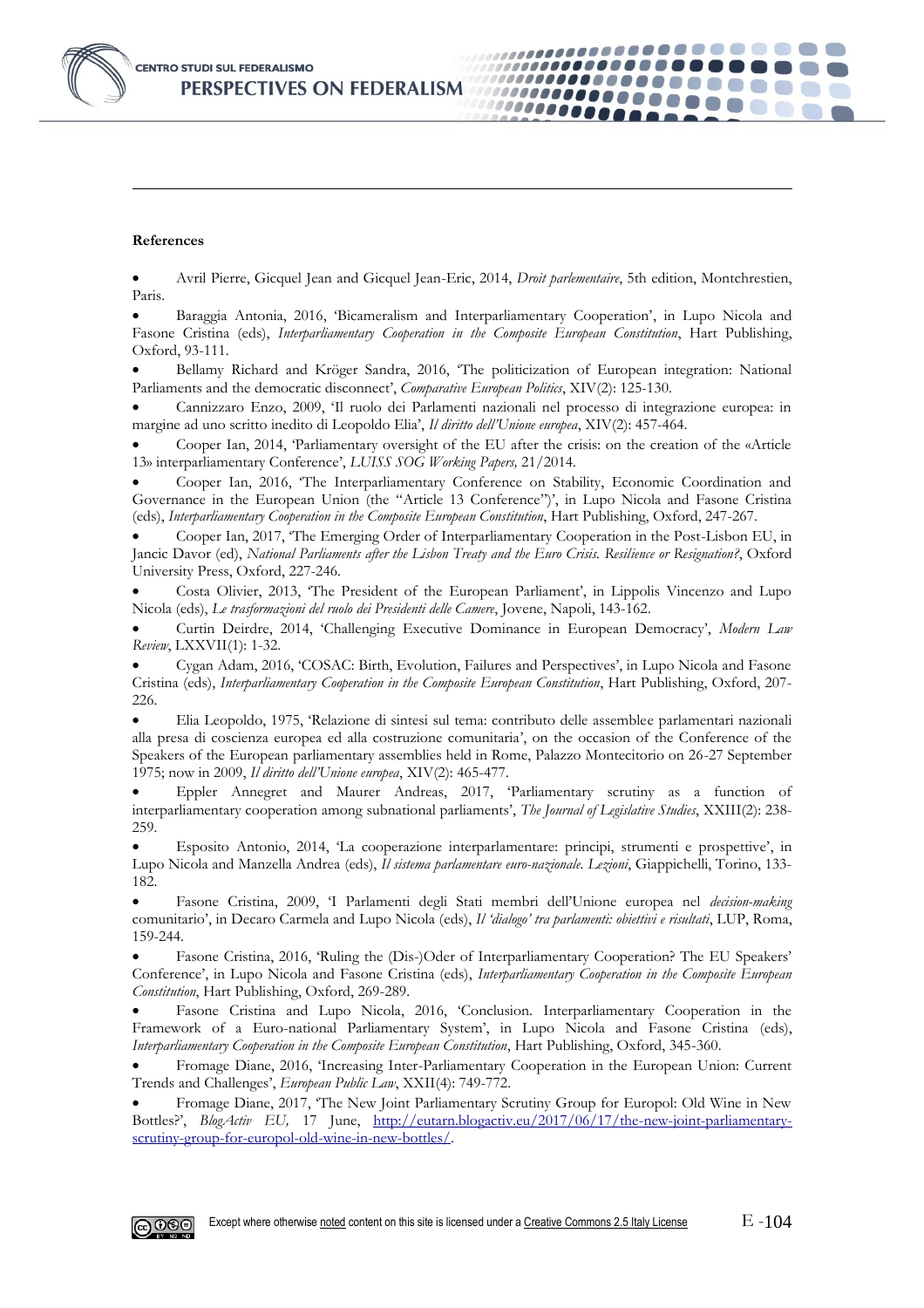**References**

- Avril Pierre, Gicquel Jean and Gicquel Jean-Eric, 2014, *Droit parlementaire*, 5th edition, Montchrestien, Paris.
- Baraggia Antonia, 2016, 'Bicameralism and Interparliamentary Cooperation', in Lupo Nicola and Fasone Cristina (eds), *Interparliamentary Cooperation in the Composite European Constitution*, Hart Publishing, Oxford, 93-111.
- Bellamy Richard and Kröger Sandra, 2016, 'The politicization of European integration: National Parliaments and the democratic disconnect', *Comparative European Politics*, XIV(2): 125-130.
- Cannizzaro Enzo, 2009, 'Il ruolo dei Parlamenti nazionali nel processo di integrazione europea: in margine ad uno scritto inedito di Leopoldo Elia', *Il diritto dell'Unione europea*, XIV(2): 457-464.
- Cooper Ian, 2014, 'Parliamentary oversight of the EU after the crisis: on the creation of the «Article 13» interparliamentary Conference', *LUISS SOG Working Papers,* 21/2014.
- Cooper Ian, 2016, 'The Interparliamentary Conference on Stability, Economic Coordination and Governance in the European Union (the "Article 13 Conference")', in Lupo Nicola and Fasone Cristina (eds), *Interparliamentary Cooperation in the Composite European Constitution*, Hart Publishing, Oxford, 247-267.
- Cooper Ian, 2017, 'The Emerging Order of Interparliamentary Cooperation in the Post-Lisbon EU, in Jancic Davor (ed), *National Parliaments after the Lisbon Treaty and the Euro Crisis. Resilience or Resignation?*, Oxford University Press, Oxford, 227-246.
- Costa Olivier, 2013, 'The President of the European Parliament', in Lippolis Vincenzo and Lupo Nicola (eds), *Le trasformazioni del ruolo dei Presidenti delle Camere*, Jovene, Napoli, 143-162.
- Curtin Deirdre, 2014, 'Challenging Executive Dominance in European Democracy', *Modern Law Review*, LXXVII(1): 1-32.
- Cygan Adam, 2016, 'COSAC: Birth, Evolution, Failures and Perspectives', in Lupo Nicola and Fasone Cristina (eds), *Interparliamentary Cooperation in the Composite European Constitution*, Hart Publishing, Oxford, 207-226.
- Elia Leopoldo, 1975, 'Relazione di sintesi sul tema: contributo delle assemblee parlamentari nazionali alla presa di coscienza europea ed alla costruzione comunitaria', on the occasion of the Conference of the Speakers of the European parliamentary assemblies held in Rome, Palazzo Montecitorio on 26-27 September 1975; now in 2009, *Il diritto dell'Unione europea*, XIV(2): 465-477.
- Eppler Annegret and Maurer Andreas, 2017, 'Parliamentary scrutiny as a function of interparliamentary cooperation among subnational parliaments', *The Journal of Legislative Studies*, XXIII(2): 238-259.
- Esposito Antonio, 2014, 'La cooperazione interparlamentare: principi, strumenti e prospettive', in Lupo Nicola and Manzella Andrea (eds), *Il sistema parlamentare euro-nazionale. Lezioni*, Giappichelli, Torino, 133-182.
- Fasone Cristina, 2009, 'I Parlamenti degli Stati membri dell'Unione europea nel *decision-making* comunitario', in Decaro Carmela and Lupo Nicola (eds), *Il 'dialogo' tra parlamenti: obiettivi e risultati*, LUP, Roma, 159-244.
- Fasone Cristina, 2016, 'Ruling the (Dis-)Oder of Interparliamentary Cooperation? The EU Speakers' Conference', in Lupo Nicola and Fasone Cristina (eds), *Interparliamentary Cooperation in the Composite European Constitution*, Hart Publishing, Oxford, 269-289.
- Fasone Cristina and Lupo Nicola, 2016, 'Conclusion. Interparliamentary Cooperation in the Framework of a Euro-national Parliamentary System', in Lupo Nicola and Fasone Cristina (eds), *Interparliamentary Cooperation in the Composite European Constitution*, Hart Publishing, Oxford, 345-360.
- Fromage Diane, 2016, 'Increasing Inter-Parliamentary Cooperation in the European Union: Current Trends and Challenges', *European Public Law*, XXII(4): 749-772.
- Fromage Diane, 2017, 'The New Joint Parliamentary Scrutiny Group for Europol: Old Wine in New Bottles?', *BlogActiv EU,* 17 June, http://eutarn.blogactiv.eu/2017/06/17/the-new-joint-parliamentary-scrutiny-group-for-europol-old-wine-in-new-bottles/.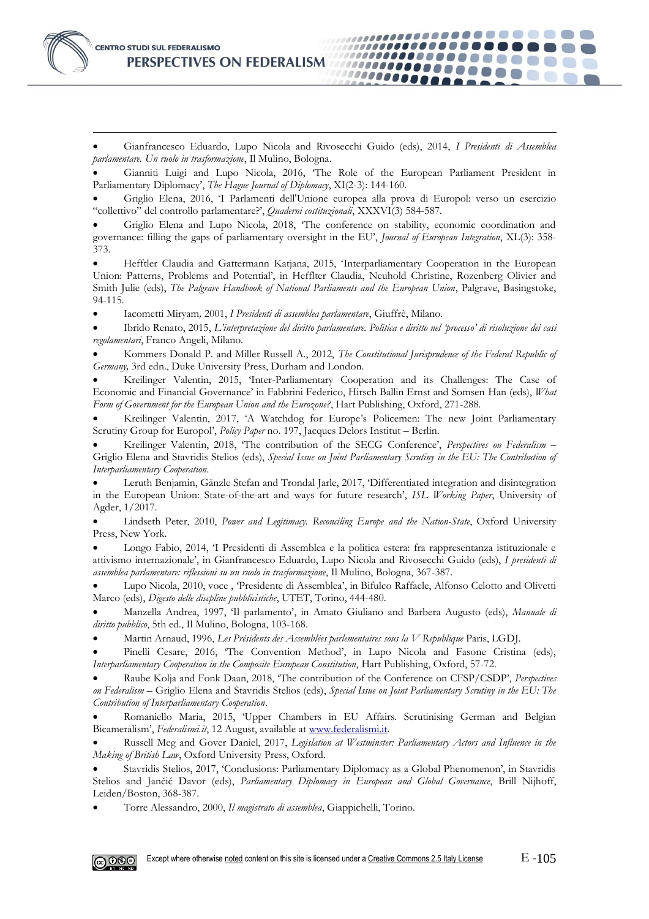- Gianfrancesco Eduardo, Lupo Nicola and Rivosecchi Guido (eds), 2014, *I Presidenti di Assemblea parlamentare. Un ruolo in trasformazione*, Il Mulino, Bologna.
- Gianniti Luigi and Lupo Nicola, 2016, 'The Role of the European Parliament President in Parliamentary Diplomacy', *The Hague Journal of Diplomacy*, XI(2-3): 144-160.
- Griglio Elena, 2016, 'I Parlamenti dell'Unione europea alla prova di Europol: verso un esercizio "collettivo" del controllo parlamentare?', *Quaderni costituzionali*, XXXVI(3) 584-587.
- Griglio Elena and Lupo Nicola, 2018, 'The conference on stability, economic coordination and governance: filling the gaps of parliamentary oversight in the EU', *Journal of European Integration*, XL(3): 358-373.
- Hefftler Claudia and Gattermann Katjana, 2015, 'Interparliamentary Cooperation in the European Union: Patterns, Problems and Potential', in Heffter Claudia, Neuhold Christine, Rozenberg Olivier and Smith Julie (eds), *The Palgrave Handbook of National Parliaments and the European Union*, Palgrave, Basingstoke, 94-115.
- Iacometti Miryam, 2001, *I Presidenti di assemblea parlamentare*, Giuffrè, Milano.
- Ibrido Renato, 2015, *L'interpretazione del diritto parlamentare. Politica e diritto nel 'processo' di risoluzione dei casi regolamentari*, Franco Angeli, Milano.
- Kommers Donald P. and Miller Russell A., 2012, *The Constitutional Jurisprudence of the Federal Republic of Germany,* 3rd edn., Duke University Press, Durham and London.
- Kreilinger Valentin, 2015, 'Inter-Parliamentary Cooperation and its Challenges: The Case of Economic and Financial Governance' in Fabbrini Federico, Hirsch Ballin Ernst and Somsen Han (eds), *What Form of Government for the European Union and the Eurozone?*, Hart Publishing, Oxford, 271-288.
- Kreilinger Valentin, 2017, 'A Watchdog for Europe's Policemen: The new Joint Parliamentary Scrutiny Group for Europol', *Policy Paper* no. 197, Jacques Delors Institut – Berlin.
- Kreilinger Valentin, 2018, 'The contribution of the SECG Conference', *Perspectives on Federalism* – Griglio Elena and Stavridis Stelios (eds), *Special Issue on Joint Parliamentary Scrutiny in the EU: The Contribution of Interparliamentary Cooperation*.
- Leruth Benjamin, Gänzle Stefan and Trondal Jarle, 2017, 'Differentiated integration and disintegration in the European Union: State-of-the-art and ways for future research', *ISL Working Paper*, University of Agder, 1/2017.
- Lindseth Peter, 2010, *Power and Legitimacy. Reconciling Europe and the Nation-State*, Oxford University Press, New York.
- Longo Fabio, 2014, 'I Presidenti di Assemblea e la politica estera: fra rappresentanza istituzionale e attivismo internazionale', in Gianfrancesco Eduardo, Lupo Nicola and Rivosecchi Guido (eds), *I presidenti di assemblea parlamentare: riflessioni su un ruolo in trasformazione*, Il Mulino, Bologna, 367-387.
- Lupo Nicola, 2010, voce , 'Presidente di Assemblea', in Bifulco Raffaele, Alfonso Celotto and Olivetti Marco (eds), *Digesto delle discpline pubblicistiche*, UTET, Torino, 444-480.
- Manzella Andrea, 1997, 'Il parlamento', in Amato Giuliano and Barbera Augusto (eds), *Manuale di diritto pubblico*, 5th ed., Il Mulino, Bologna, 103-168.
- Martin Arnaud, 1996, *Les Présidents des Assemblées parlementaires sous la V Republique* Paris, LGDJ.
- Pinelli Cesare, 2016, 'The Convention Method', in Lupo Nicola and Fasone Cristina (eds), *Interparliamentary Cooperation in the Composite European Constitution*, Hart Publishing, Oxford, 57-72.
- Raube Kolja and Fonk Daan, 2018, 'The contribution of the Conference on CFSP/CSDP', *Perspectives on Federalism* – Griglio Elena and Stavridis Stelios (eds), *Special Issue on Joint Parliamentary Scrutiny in the EU: The Contribution of Interparliamentary Cooperation*.
- Romaniello Maria, 2015, 'Upper Chambers in EU Affairs. Scrutinising German and Belgian Bicameralism', *Federalismi.it*, 12 August, available at www.federalismi.it.
- Russell Meg and Gover Daniel, 2017, *Legislation at Westminster: Parliamentary Actors and Influence in the Making of British Law*, Oxford University Press, Oxford.
- Stavridis Stelios, 2017, 'Conclusions: Parliamentary Diplomacy as a Global Phenomenon', in Stavridis Stelios and Jančić Davor (eds), *Parliamentary Diplomacy in European and Global Governance*, Brill Nijhoff, Leiden/Boston, 368-387.
- Torre Alessandro, 2000, *Il magistrato di assemblea*, Giappichelli, Torino.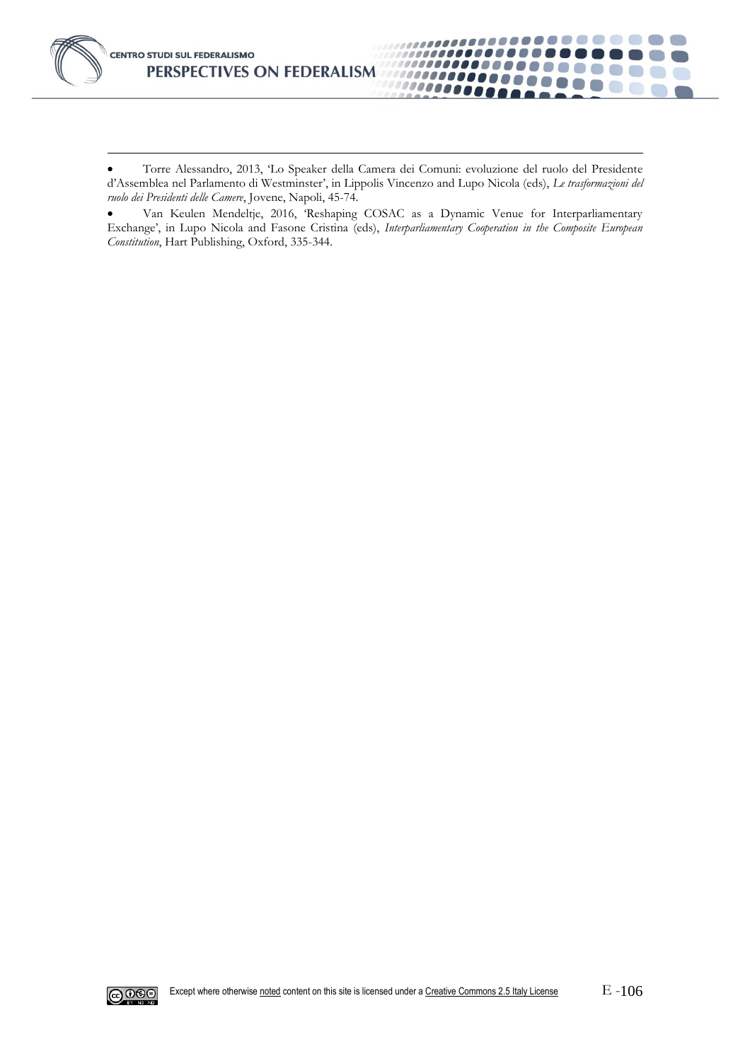- Torre Alessandro, 2013, 'Lo Speaker della Camera dei Comuni: evoluzione del ruolo del Presidente d'Assemblea nel Parlamento di Westminster', in Lippolis Vincenzo and Lupo Nicola (eds), *Le trasformazioni del ruolo dei Presidenti delle Camere*, Jovene, Napoli, 45-74.
- Van Keulen Mendeltje, 2016, 'Reshaping COSAC as a Dynamic Venue for Interparliamentary Exchange', in Lupo Nicola and Fasone Cristina (eds), *Interparliamentary Cooperation in the Composite European Constitution*, Hart Publishing, Oxford, 335-344.